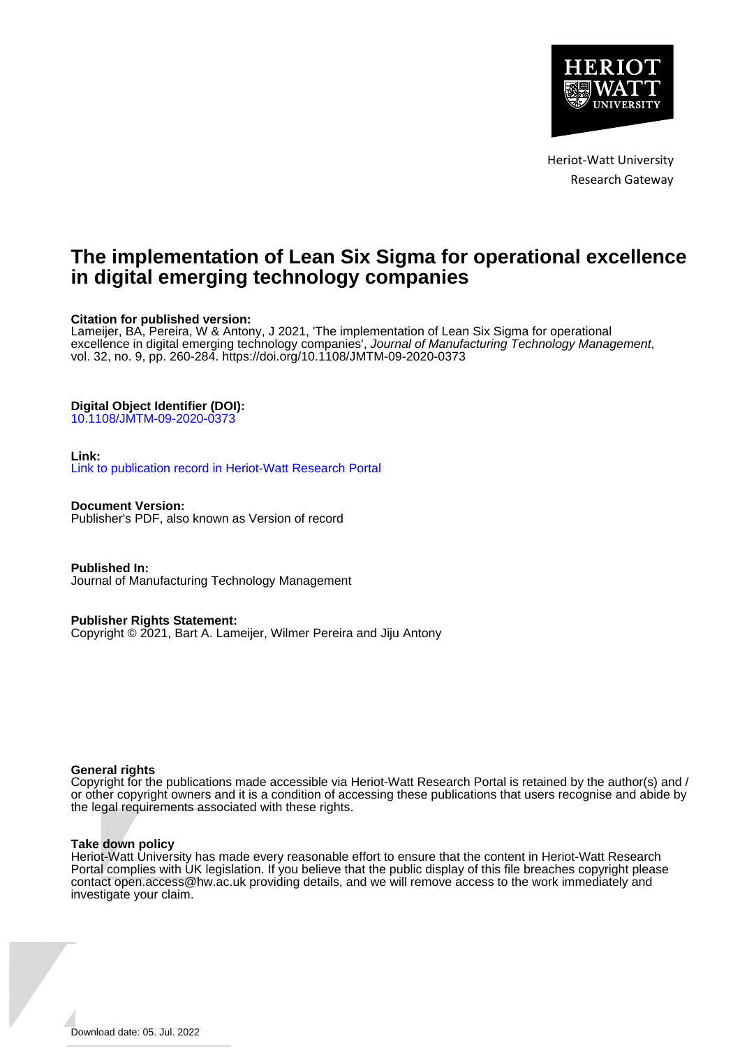Heriot-Watt University
Research Gateway

# The implementation of Lean Six Sigma for operational excellence in digital emerging technology companies

**Citation for published version:**
Lameijer, BA, Pereira, W & Antony, J 2021, 'The implementation of Lean Six Sigma for operational excellence in digital emerging technology companies', *Journal of Manufacturing Technology Management*, vol. 32, no. 9, pp. 260-284. https://doi.org/10.1108/JMTM-09-2020-0373

**Digital Object Identifier (DOI):**
10.1108/JMTM-09-2020-0373

**Link:**
Link to publication record in Heriot-Watt Research Portal

**Document Version:**
Publisher's PDF, also known as Version of record

**Published In:**
Journal of Manufacturing Technology Management

**Publisher Rights Statement:**
Copyright © 2021, Bart A. Lameijer, Wilmer Pereira and Jiju Antony

**General rights**
Copyright for the publications made accessible via Heriot-Watt Research Portal is retained by the author(s) and / or other copyright owners and it is a condition of accessing these publications that users recognise and abide by the legal requirements associated with these rights.

**Take down policy**
Heriot-Watt University has made every reasonable effort to ensure that the content in Heriot-Watt Research Portal complies with UK legislation. If you believe that the public display of this file breaches copyright please contact open.access@hw.ac.uk providing details, and we will remove access to the work immediately and investigate your claim.

Download date: 05. Jul. 2022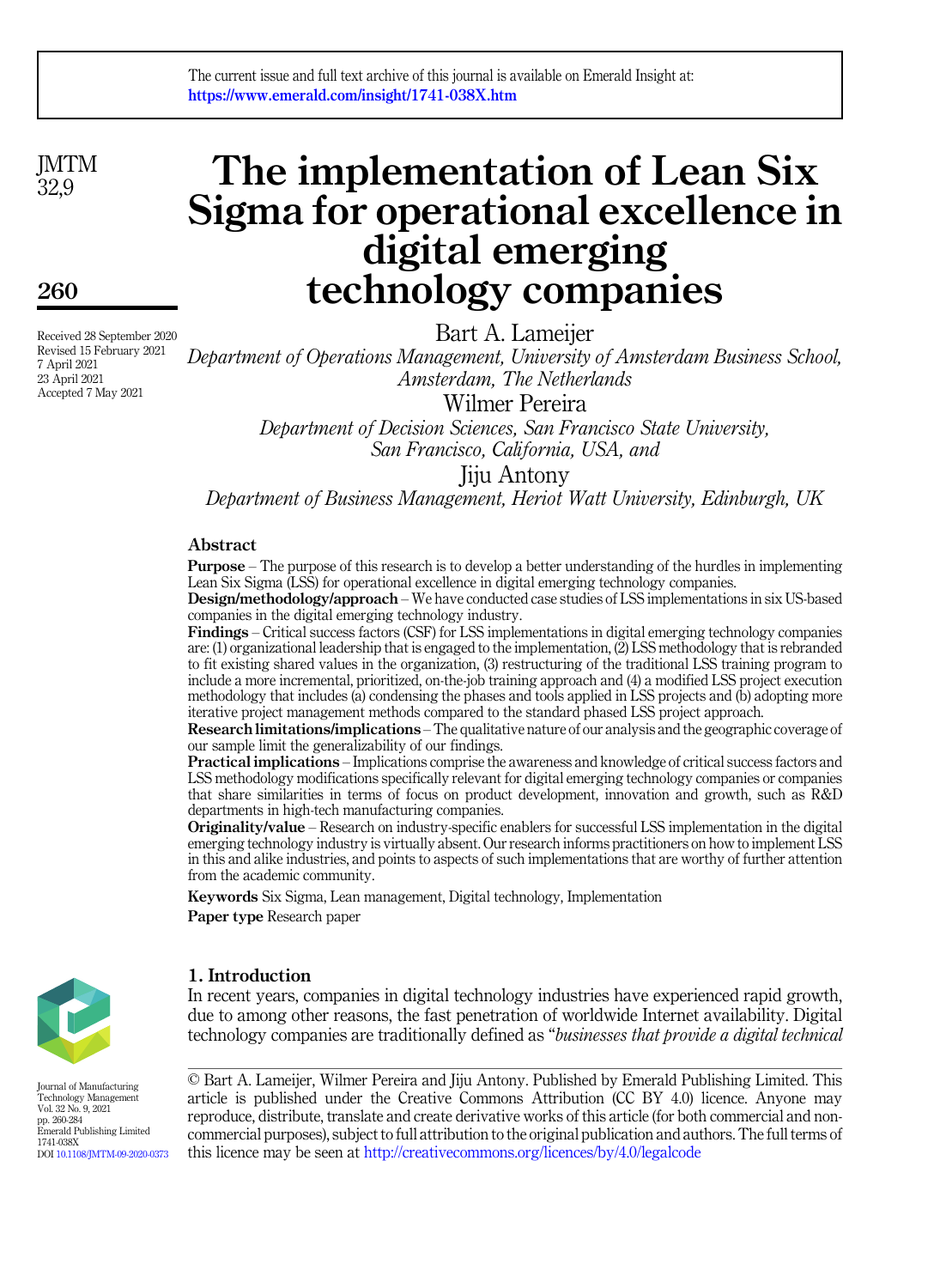# The implementation of Lean Six Sigma for operational excellence in digital emerging technology companies

Bart A. Lameijer

*Department of Operations Management, University of Amsterdam Business School, Amsterdam, The Netherlands*

Wilmer Pereira

*Department of Decision Sciences, San Francisco State University, San Francisco, California, USA, and*

Jiju Antony

*Department of Business Management, Heriot Watt University, Edinburgh, UK*

Received 28 September 2020
Revised 15 February 2021
7 April 2021
23 April 2021
Accepted 7 May 2021

## Abstract

**Purpose** – The purpose of this research is to develop a better understanding of the hurdles in implementing Lean Six Sigma (LSS) for operational excellence in digital emerging technology companies.

**Design/methodology/approach** – We have conducted case studies of LSS implementations in six US-based companies in the digital emerging technology industry.

**Findings** – Critical success factors (CSF) for LSS implementations in digital emerging technology companies are: (1) organizational leadership that is engaged to the implementation, (2) LSS methodology that is rebranded to fit existing shared values in the organization, (3) restructuring of the traditional LSS training program to include a more incremental, prioritized, on-the-job training approach and (4) a modified LSS project execution methodology that includes (a) condensing the phases and tools applied in LSS projects and (b) adopting more iterative project management methods compared to the standard phased LSS project approach.

**Research limitations/implications** – The qualitative nature of our analysis and the geographic coverage of our sample limit the generalizability of our findings.

**Practical implications** – Implications comprise the awareness and knowledge of critical success factors and LSS methodology modifications specifically relevant for digital emerging technology companies or companies that share similarities in terms of focus on product development, innovation and growth, such as R&D departments in high-tech manufacturing companies.

**Originality/value** – Research on industry-specific enablers for successful LSS implementation in the digital emerging technology industry is virtually absent. Our research informs practitioners on how to implement LSS in this and alike industries, and points to aspects of such implementations that are worthy of further attention from the academic community.

**Keywords** Six Sigma, Lean management, Digital technology, Implementation

**Paper type** Research paper

## 1. Introduction

In recent years, companies in digital technology industries have experienced rapid growth, due to among other reasons, the fast penetration of worldwide Internet availability. Digital technology companies are traditionally defined as "*businesses that provide a digital technical*

© Bart A. Lameijer, Wilmer Pereira and Jiju Antony. Published by Emerald Publishing Limited. This article is published under the Creative Commons Attribution (CC BY 4.0) licence. Anyone may reproduce, distribute, translate and create derivative works of this article (for both commercial and non-commercial purposes), subject to full attribution to the original publication and authors. The full terms of this licence may be seen at http://creativecommons.org/licences/by/4.0/legalcode

Journal of Manufacturing Technology Management
Vol. 32 No. 9, 2021
pp. 260-284
Emerald Publishing Limited
1741-038X
DOI 10.1108/JMTM-09-2020-0373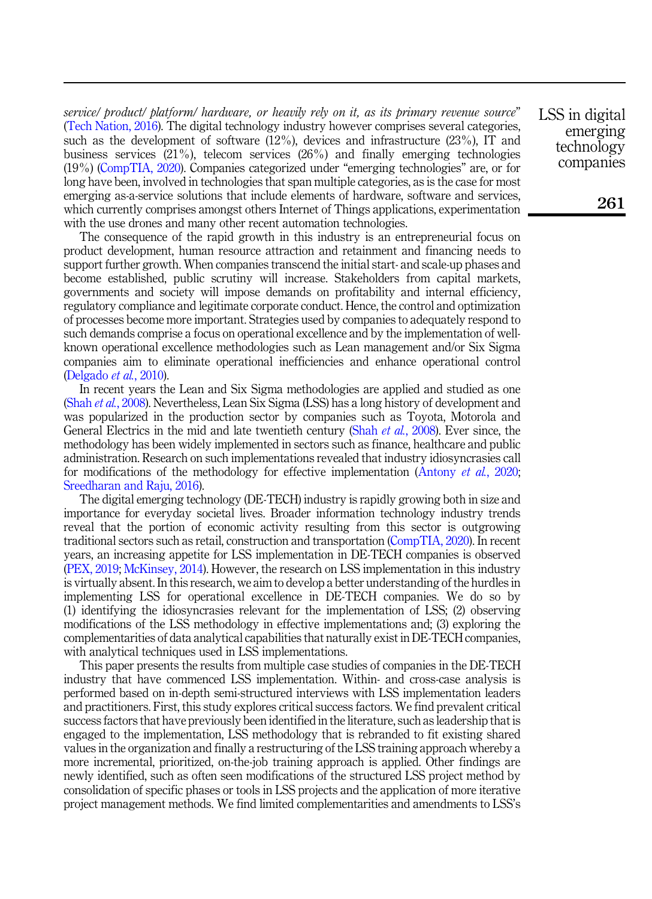*service/ product/ platform/ hardware, or heavily rely on it, as its primary revenue source*" (Tech Nation, 2016). The digital technology industry however comprises several categories, such as the development of software (12%), devices and infrastructure (23%), IT and business services (21%), telecom services (26%) and finally emerging technologies (19%) (CompTIA, 2020). Companies categorized under "emerging technologies" are, or for long have been, involved in technologies that span multiple categories, as is the case for most emerging as-a-service solutions that include elements of hardware, software and services, which currently comprises amongst others Internet of Things applications, experimentation with the use drones and many other recent automation technologies.

The consequence of the rapid growth in this industry is an entrepreneurial focus on product development, human resource attraction and retainment and financing needs to support further growth. When companies transcend the initial start- and scale-up phases and become established, public scrutiny will increase. Stakeholders from capital markets, governments and society will impose demands on profitability and internal efficiency, regulatory compliance and legitimate corporate conduct. Hence, the control and optimization of processes become more important. Strategies used by companies to adequately respond to such demands comprise a focus on operational excellence and by the implementation of well-known operational excellence methodologies such as Lean management and/or Six Sigma companies aim to eliminate operational inefficiencies and enhance operational control (Delgado *et al.*, 2010).

In recent years the Lean and Six Sigma methodologies are applied and studied as one (Shah *et al.*, 2008). Nevertheless, Lean Six Sigma (LSS) has a long history of development and was popularized in the production sector by companies such as Toyota, Motorola and General Electrics in the mid and late twentieth century (Shah *et al.*, 2008). Ever since, the methodology has been widely implemented in sectors such as finance, healthcare and public administration. Research on such implementations revealed that industry idiosyncrasies call for modifications of the methodology for effective implementation (Antony *et al.*, 2020; Sreedharan and Raju, 2016).

The digital emerging technology (DE-TECH) industry is rapidly growing both in size and importance for everyday societal lives. Broader information technology industry trends reveal that the portion of economic activity resulting from this sector is outgrowing traditional sectors such as retail, construction and transportation (CompTIA, 2020). In recent years, an increasing appetite for LSS implementation in DE-TECH companies is observed (PEX, 2019; McKinsey, 2014). However, the research on LSS implementation in this industry is virtually absent. In this research, we aim to develop a better understanding of the hurdles in implementing LSS for operational excellence in DE-TECH companies. We do so by (1) identifying the idiosyncrasies relevant for the implementation of LSS; (2) observing modifications of the LSS methodology in effective implementations and; (3) exploring the complementarities of data analytical capabilities that naturally exist in DE-TECH companies, with analytical techniques used in LSS implementations.

This paper presents the results from multiple case studies of companies in the DE-TECH industry that have commenced LSS implementation. Within- and cross-case analysis is performed based on in-depth semi-structured interviews with LSS implementation leaders and practitioners. First, this study explores critical success factors. We find prevalent critical success factors that have previously been identified in the literature, such as leadership that is engaged to the implementation, LSS methodology that is rebranded to fit existing shared values in the organization and finally a restructuring of the LSS training approach whereby a more incremental, prioritized, on-the-job training approach is applied. Other findings are newly identified, such as often seen modifications of the structured LSS project method by consolidation of specific phases or tools in LSS projects and the application of more iterative project management methods. We find limited complementarities and amendments to LSS's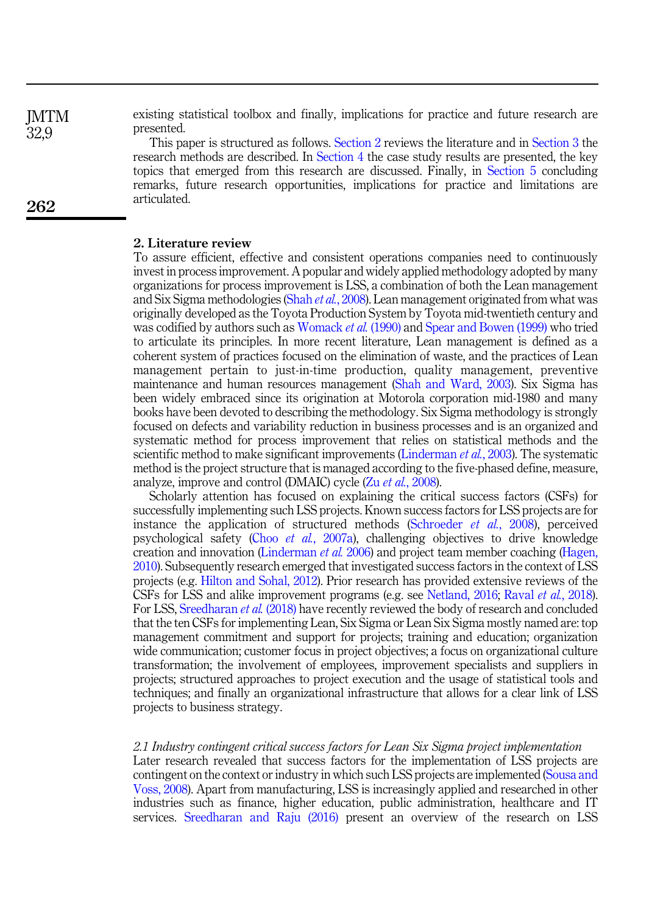existing statistical toolbox and finally, implications for practice and future research are presented.

This paper is structured as follows. Section 2 reviews the literature and in Section 3 the research methods are described. In Section 4 the case study results are presented, the key topics that emerged from this research are discussed. Finally, in Section 5 concluding remarks, future research opportunities, implications for practice and limitations are articulated.

## 2. Literature review

To assure efficient, effective and consistent operations companies need to continuously invest in process improvement. A popular and widely applied methodology adopted by many organizations for process improvement is LSS, a combination of both the Lean management and Six Sigma methodologies (Shah *et al.*, 2008). Lean management originated from what was originally developed as the Toyota Production System by Toyota mid-twentieth century and was codified by authors such as Womack *et al.* (1990) and Spear and Bowen (1999) who tried to articulate its principles. In more recent literature, Lean management is defined as a coherent system of practices focused on the elimination of waste, and the practices of Lean management pertain to just-in-time production, quality management, preventive maintenance and human resources management (Shah and Ward, 2003). Six Sigma has been widely embraced since its origination at Motorola corporation mid-1980 and many books have been devoted to describing the methodology. Six Sigma methodology is strongly focused on defects and variability reduction in business processes and is an organized and systematic method for process improvement that relies on statistical methods and the scientific method to make significant improvements (Linderman *et al.*, 2003). The systematic method is the project structure that is managed according to the five-phased define, measure, analyze, improve and control (DMAIC) cycle (Zu *et al.*, 2008).

Scholarly attention has focused on explaining the critical success factors (CSFs) for successfully implementing such LSS projects. Known success factors for LSS projects are for instance the application of structured methods (Schroeder *et al.*, 2008), perceived psychological safety (Choo *et al.*, 2007a), challenging objectives to drive knowledge creation and innovation (Linderman *et al.* 2006) and project team member coaching (Hagen, 2010). Subsequently research emerged that investigated success factors in the context of LSS projects (e.g. Hilton and Sohal, 2012). Prior research has provided extensive reviews of the CSFs for LSS and alike improvement programs (e.g. see Netland, 2016; Raval *et al.*, 2018). For LSS, Sreedharan *et al.* (2018) have recently reviewed the body of research and concluded that the ten CSFs for implementing Lean, Six Sigma or Lean Six Sigma mostly named are: top management commitment and support for projects; training and education; organization wide communication; customer focus in project objectives; a focus on organizational culture transformation; the involvement of employees, improvement specialists and suppliers in projects; structured approaches to project execution and the usage of statistical tools and techniques; and finally an organizational infrastructure that allows for a clear link of LSS projects to business strategy.

### *2.1 Industry contingent critical success factors for Lean Six Sigma project implementation*

Later research revealed that success factors for the implementation of LSS projects are contingent on the context or industry in which such LSS projects are implemented (Sousa and Voss, 2008). Apart from manufacturing, LSS is increasingly applied and researched in other industries such as finance, higher education, public administration, healthcare and IT services. Sreedharan and Raju (2016) present an overview of the research on LSS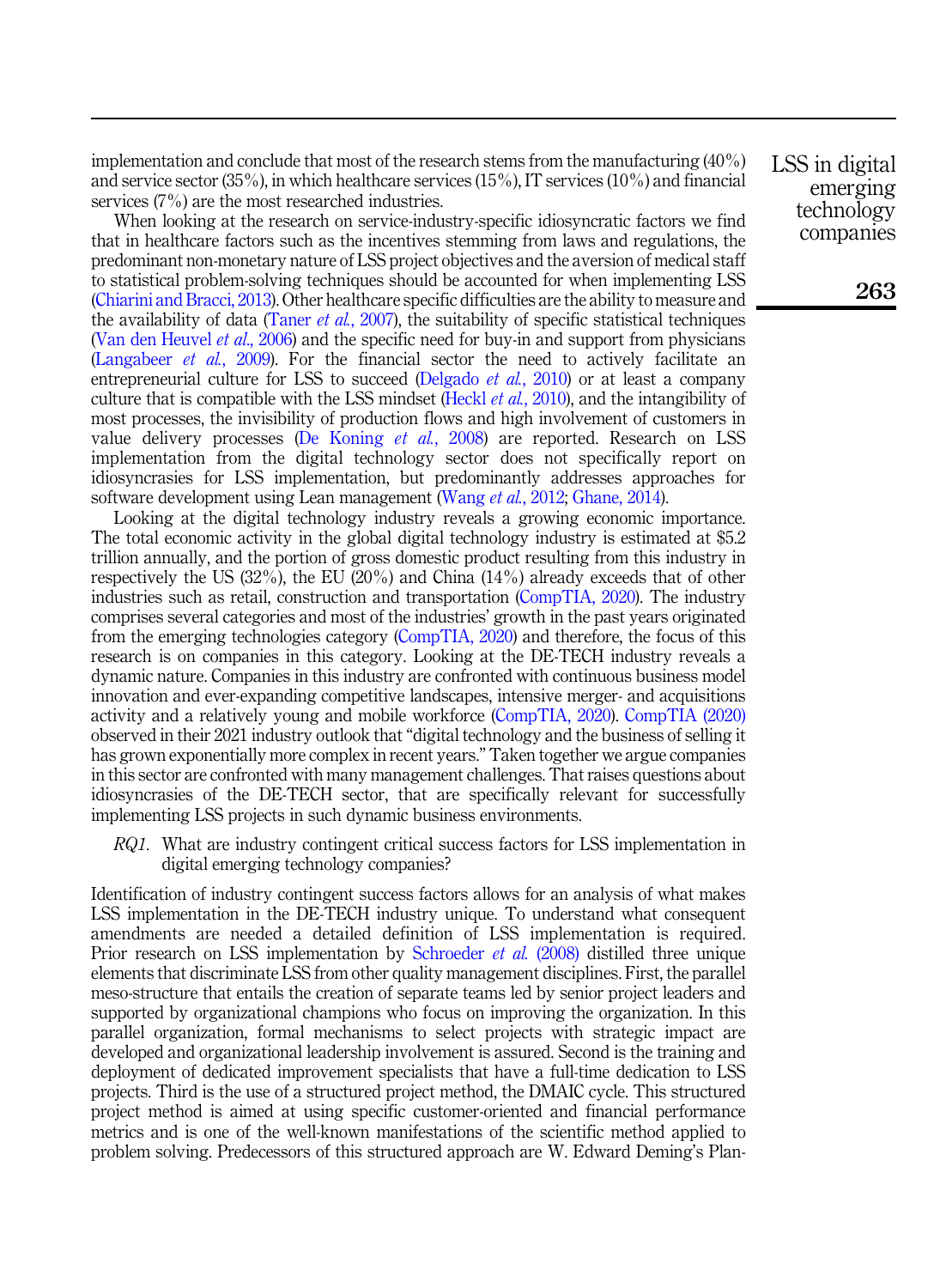implementation and conclude that most of the research stems from the manufacturing (40%) and service sector (35%), in which healthcare services (15%), IT services (10%) and financial services (7%) are the most researched industries.

When looking at the research on service-industry-specific idiosyncratic factors we find that in healthcare factors such as the incentives stemming from laws and regulations, the predominant non-monetary nature of LSS project objectives and the aversion of medical staff to statistical problem-solving techniques should be accounted for when implementing LSS (Chiarini and Bracci, 2013). Other healthcare specific difficulties are the ability to measure and the availability of data (Taner *et al.*, 2007), the suitability of specific statistical techniques (Van den Heuvel *et al.*, 2006) and the specific need for buy-in and support from physicians (Langabeer *et al.*, 2009). For the financial sector the need to actively facilitate an entrepreneurial culture for LSS to succeed (Delgado *et al.*, 2010) or at least a company culture that is compatible with the LSS mindset (Heckl *et al.*, 2010), and the intangibility of most processes, the invisibility of production flows and high involvement of customers in value delivery processes (De Koning *et al.*, 2008) are reported. Research on LSS implementation from the digital technology sector does not specifically report on idiosyncrasies for LSS implementation, but predominantly addresses approaches for software development using Lean management (Wang *et al.*, 2012; Ghane, 2014).

Looking at the digital technology industry reveals a growing economic importance. The total economic activity in the global digital technology industry is estimated at $5.2 trillion annually, and the portion of gross domestic product resulting from this industry in respectively the US (32%), the EU (20%) and China (14%) already exceeds that of other industries such as retail, construction and transportation (CompTIA, 2020). The industry comprises several categories and most of the industries' growth in the past years originated from the emerging technologies category (CompTIA, 2020) and therefore, the focus of this research is on companies in this category. Looking at the DE-TECH industry reveals a dynamic nature. Companies in this industry are confronted with continuous business model innovation and ever-expanding competitive landscapes, intensive merger- and acquisitions activity and a relatively young and mobile workforce (CompTIA, 2020). CompTIA (2020) observed in their 2021 industry outlook that "digital technology and the business of selling it has grown exponentially more complex in recent years." Taken together we argue companies in this sector are confronted with many management challenges. That raises questions about idiosyncrasies of the DE-TECH sector, that are specifically relevant for successfully implementing LSS projects in such dynamic business environments.

*RQ1.* What are industry contingent critical success factors for LSS implementation in digital emerging technology companies?

Identification of industry contingent success factors allows for an analysis of what makes LSS implementation in the DE-TECH industry unique. To understand what consequent amendments are needed a detailed definition of LSS implementation is required. Prior research on LSS implementation by Schroeder *et al.* (2008) distilled three unique elements that discriminate LSS from other quality management disciplines. First, the parallel meso-structure that entails the creation of separate teams led by senior project leaders and supported by organizational champions who focus on improving the organization. In this parallel organization, formal mechanisms to select projects with strategic impact are developed and organizational leadership involvement is assured. Second is the training and deployment of dedicated improvement specialists that have a full-time dedication to LSS projects. Third is the use of a structured project method, the DMAIC cycle. This structured project method is aimed at using specific customer-oriented and financial performance metrics and is one of the well-known manifestations of the scientific method applied to problem solving. Predecessors of this structured approach are W. Edward Deming's Plan-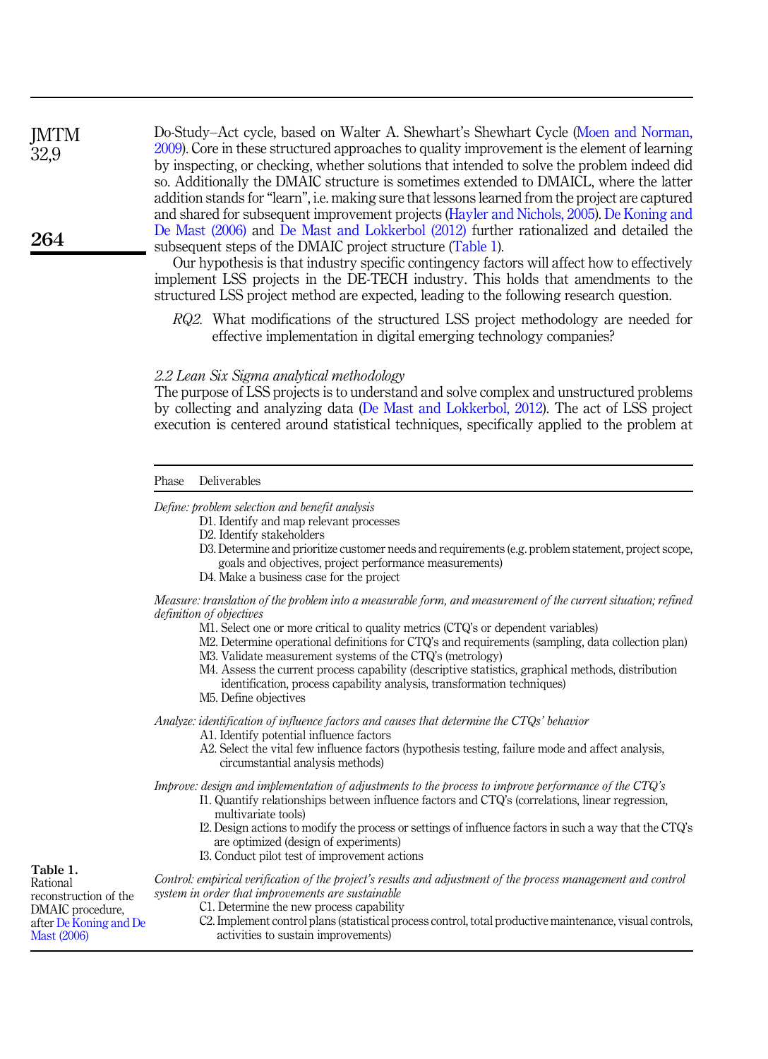Do-Study–Act cycle, based on Walter A. Shewhart's Shewhart Cycle (Moen and Norman, 2009). Core in these structured approaches to quality improvement is the element of learning by inspecting, or checking, whether solutions that intended to solve the problem indeed did so. Additionally the DMAIC structure is sometimes extended to DMAICL, where the latter addition stands for "learn", i.e. making sure that lessons learned from the project are captured and shared for subsequent improvement projects (Hayler and Nichols, 2005). De Koning and De Mast (2006) and De Mast and Lokkerbol (2012) further rationalized and detailed the subsequent steps of the DMAIC project structure (Table 1).

Our hypothesis is that industry specific contingency factors will affect how to effectively implement LSS projects in the DE-TECH industry. This holds that amendments to the structured LSS project method are expected, leading to the following research question.

> *RQ2.* What modifications of the structured LSS project methodology are needed for effective implementation in digital emerging technology companies?

### *2.2 Lean Six Sigma analytical methodology*

The purpose of LSS projects is to understand and solve complex and unstructured problems by collecting and analyzing data (De Mast and Lokkerbol, 2012). The act of LSS project execution is centered around statistical techniques, specifically applied to the problem at

| Phase | Deliverables |
|---|---|
| *Define: problem selection and benefit analysis* | |
| | D1. Identify and map relevant processes |
| | D2. Identify stakeholders |
| | D3. Determine and prioritize customer needs and requirements (e.g. problem statement, project scope, goals and objectives, project performance measurements) |
| | D4. Make a business case for the project |
| *Measure: translation of the problem into a measurable form, and measurement of the current situation; refined definition of objectives* | |
| | M1. Select one or more critical to quality metrics (CTQ's or dependent variables) |
| | M2. Determine operational definitions for CTQ's and requirements (sampling, data collection plan) |
| | M3. Validate measurement systems of the CTQ's (metrology) |
| | M4. Assess the current process capability (descriptive statistics, graphical methods, distribution identification, process capability analysis, transformation techniques) |
| | M5. Define objectives |
| *Analyze: identification of influence factors and causes that determine the CTQs' behavior* | |
| | A1. Identify potential influence factors |
| | A2. Select the vital few influence factors (hypothesis testing, failure mode and affect analysis, circumstantial analysis methods) |
| *Improve: design and implementation of adjustments to the process to improve performance of the CTQ's* | |
| | I1. Quantify relationships between influence factors and CTQ's (correlations, linear regression, multivariate tools) |
| | I2. Design actions to modify the process or settings of influence factors in such a way that the CTQ's are optimized (design of experiments) |
| | I3. Conduct pilot test of improvement actions |
| *Control: empirical verification of the project's results and adjustment of the process management and control system in order that improvements are sustainable* | |
| | C1. Determine the new process capability |
| | C2. Implement control plans (statistical process control, total productive maintenance, visual controls, activities to sustain improvements) |

**Table 1.** Rational reconstruction of the DMAIC procedure, after De Koning and De Mast (2006)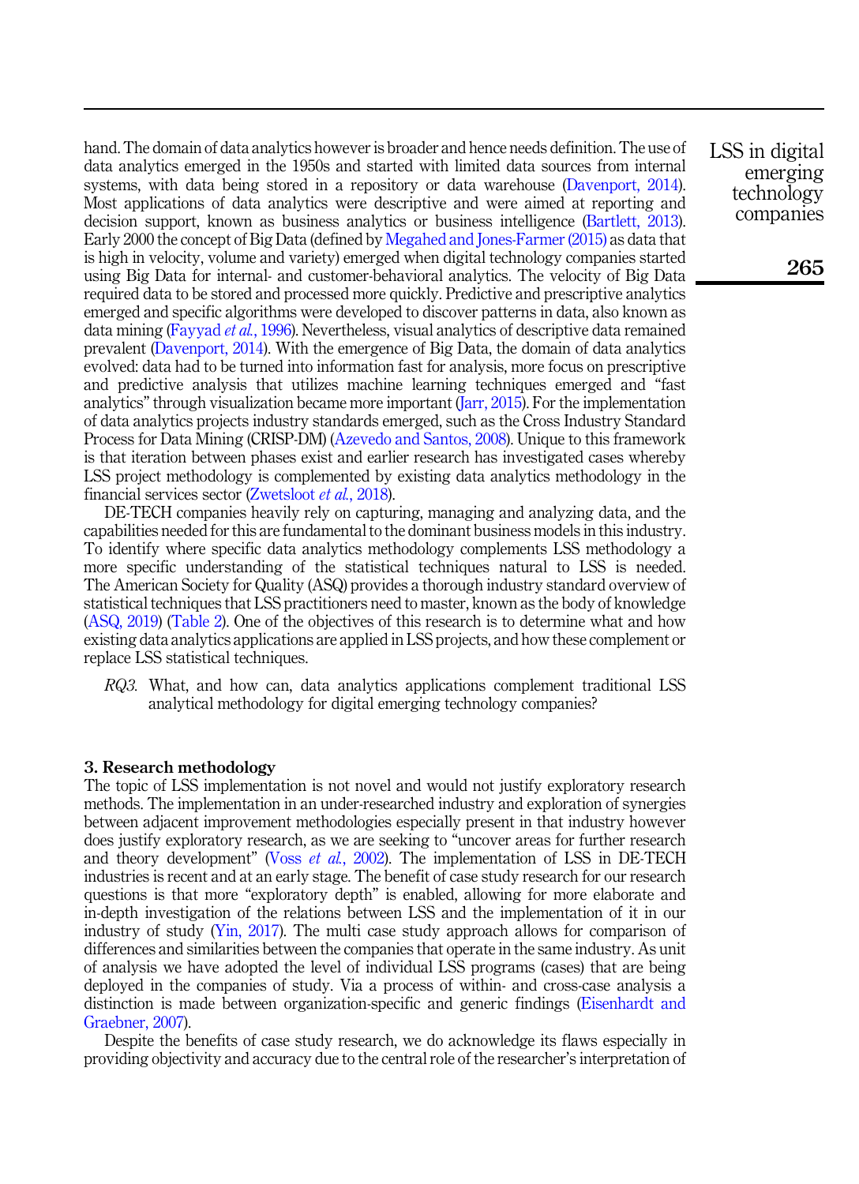hand. The domain of data analytics however is broader and hence needs definition. The use of data analytics emerged in the 1950s and started with limited data sources from internal systems, with data being stored in a repository or data warehouse (Davenport, 2014). Most applications of data analytics were descriptive and were aimed at reporting and decision support, known as business analytics or business intelligence (Bartlett, 2013). Early 2000 the concept of Big Data (defined by Megahed and Jones-Farmer (2015) as data that is high in velocity, volume and variety) emerged when digital technology companies started using Big Data for internal- and customer-behavioral analytics. The velocity of Big Data required data to be stored and processed more quickly. Predictive and prescriptive analytics emerged and specific algorithms were developed to discover patterns in data, also known as data mining (Fayyad *et al.*, 1996). Nevertheless, visual analytics of descriptive data remained prevalent (Davenport, 2014). With the emergence of Big Data, the domain of data analytics evolved: data had to be turned into information fast for analysis, more focus on prescriptive and predictive analysis that utilizes machine learning techniques emerged and "fast analytics" through visualization became more important (Jarr, 2015). For the implementation of data analytics projects industry standards emerged, such as the Cross Industry Standard Process for Data Mining (CRISP-DM) (Azevedo and Santos, 2008). Unique to this framework is that iteration between phases exist and earlier research has investigated cases whereby LSS project methodology is complemented by existing data analytics methodology in the financial services sector (Zwetsloot *et al.*, 2018).

DE-TECH companies heavily rely on capturing, managing and analyzing data, and the capabilities needed for this are fundamental to the dominant business models in this industry. To identify where specific data analytics methodology complements LSS methodology a more specific understanding of the statistical techniques natural to LSS is needed. The American Society for Quality (ASQ) provides a thorough industry standard overview of statistical techniques that LSS practitioners need to master, known as the body of knowledge (ASQ, 2019) (Table 2). One of the objectives of this research is to determine what and how existing data analytics applications are applied in LSS projects, and how these complement or replace LSS statistical techniques.

*RQ3*. What, and how can, data analytics applications complement traditional LSS analytical methodology for digital emerging technology companies?

## 3. Research methodology

The topic of LSS implementation is not novel and would not justify exploratory research methods. The implementation in an under-researched industry and exploration of synergies between adjacent improvement methodologies especially present in that industry however does justify exploratory research, as we are seeking to "uncover areas for further research and theory development" (Voss *et al.*, 2002). The implementation of LSS in DE-TECH industries is recent and at an early stage. The benefit of case study research for our research questions is that more "exploratory depth" is enabled, allowing for more elaborate and in-depth investigation of the relations between LSS and the implementation of it in our industry of study (Yin, 2017). The multi case study approach allows for comparison of differences and similarities between the companies that operate in the same industry. As unit of analysis we have adopted the level of individual LSS programs (cases) that are being deployed in the companies of study. Via a process of within- and cross-case analysis a distinction is made between organization-specific and generic findings (Eisenhardt and Graebner, 2007).

Despite the benefits of case study research, we do acknowledge its flaws especially in providing objectivity and accuracy due to the central role of the researcher's interpretation of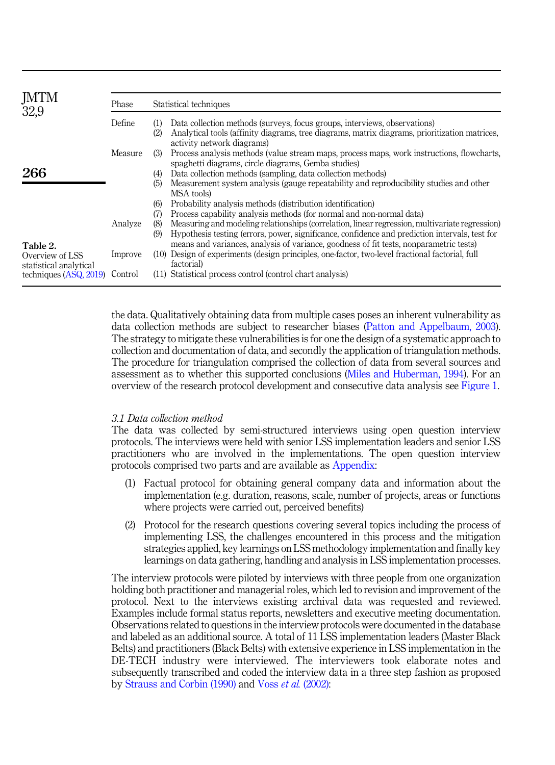Table 2. Overview of LSS statistical analytical techniques (ASQ, 2019)

| Phase | Statistical techniques |
|---|---|
| Define | (1) Data collection methods (surveys, focus groups, interviews, observations) |
| | (2) Analytical tools (affinity diagrams, tree diagrams, matrix diagrams, prioritization matrices, activity network diagrams) |
| Measure | (3) Process analysis methods (value stream maps, process maps, work instructions, flowcharts, spaghetti diagrams, circle diagrams, Gemba studies) |
| | (4) Data collection methods (sampling, data collection methods) |
| | (5) Measurement system analysis (gauge repeatability and reproducibility studies and other MSA tools) |
| | (6) Probability analysis methods (distribution identification) |
| | (7) Process capability analysis methods (for normal and non-normal data) |
| Analyze | (8) Measuring and modeling relationships (correlation, linear regression, multivariate regression) |
| | (9) Hypothesis testing (errors, power, significance, confidence and prediction intervals, test for means and variances, analysis of variance, goodness of fit tests, nonparametric tests) |
| Improve | (10) Design of experiments (design principles, one-factor, two-level fractional factorial, full factorial) |
| Control | (11) Statistical process control (control chart analysis) |

the data. Qualitatively obtaining data from multiple cases poses an inherent vulnerability as data collection methods are subject to researcher biases (Patton and Appelbaum, 2003). The strategy to mitigate these vulnerabilities is for one the design of a systematic approach to collection and documentation of data, and secondly the application of triangulation methods. The procedure for triangulation comprised the collection of data from several sources and assessment as to whether this supported conclusions (Miles and Huberman, 1994). For an overview of the research protocol development and consecutive data analysis see Figure 1.

### 3.1 Data collection method

The data was collected by semi-structured interviews using open question interview protocols. The interviews were held with senior LSS implementation leaders and senior LSS practitioners who are involved in the implementations. The open question interview protocols comprised two parts and are available as Appendix:

1. Factual protocol for obtaining general company data and information about the implementation (e.g. duration, reasons, scale, number of projects, areas or functions where projects were carried out, perceived benefits)
2. Protocol for the research questions covering several topics including the process of implementing LSS, the challenges encountered in this process and the mitigation strategies applied, key learnings on LSS methodology implementation and finally key learnings on data gathering, handling and analysis in LSS implementation processes.

The interview protocols were piloted by interviews with three people from one organization holding both practitioner and managerial roles, which led to revision and improvement of the protocol. Next to the interviews existing archival data was requested and reviewed. Examples include formal status reports, newsletters and executive meeting documentation. Observations related to questions in the interview protocols were documented in the database and labeled as an additional source. A total of 11 LSS implementation leaders (Master Black Belts) and practitioners (Black Belts) with extensive experience in LSS implementation in the DE-TECH industry were interviewed. The interviewers took elaborate notes and subsequently transcribed and coded the interview data in a three step fashion as proposed by Strauss and Corbin (1990) and Voss *et al.* (2002):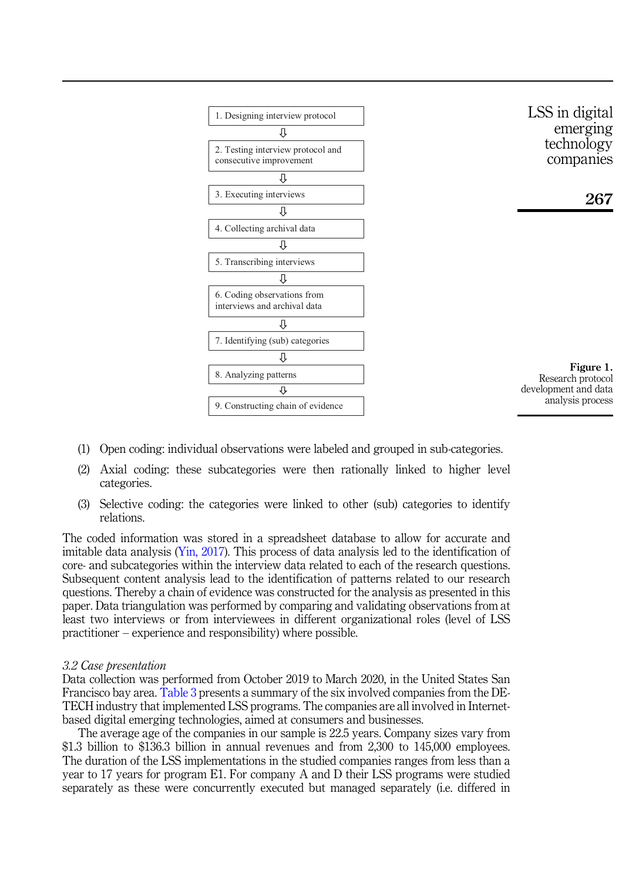1. Designing interview protocol

⇩

2. Testing interview protocol and consecutive improvement

⇩

3. Executing interviews

⇩

4. Collecting archival data

⇩

5. Transcribing interviews

⇩

6. Coding observations from interviews and archival data

⇩

7. Identifying (sub) categories

⇩

8. Analyzing patterns

⇩

9. Constructing chain of evidence

**Figure 1.** Research protocol development and data analysis process

(1) Open coding: individual observations were labeled and grouped in sub-categories.

(2) Axial coding: these subcategories were then rationally linked to higher level categories.

(3) Selective coding: the categories were linked to other (sub) categories to identify relations.

The coded information was stored in a spreadsheet database to allow for accurate and imitable data analysis (Yin, 2017). This process of data analysis led to the identification of core- and subcategories within the interview data related to each of the research questions. Subsequent content analysis lead to the identification of patterns related to our research questions. Thereby a chain of evidence was constructed for the analysis as presented in this paper. Data triangulation was performed by comparing and validating observations from at least two interviews or from interviewees in different organizational roles (level of LSS practitioner – experience and responsibility) where possible.

### *3.2 Case presentation*

Data collection was performed from October 2019 to March 2020, in the United States San Francisco bay area. Table 3 presents a summary of the six involved companies from the DE-TECH industry that implemented LSS programs. The companies are all involved in Internet-based digital emerging technologies, aimed at consumers and businesses.

The average age of the companies in our sample is 22.5 years. Company sizes vary from \$1.3 billion to \$136.3 billion in annual revenues and from 2,300 to 145,000 employees. The duration of the LSS implementations in the studied companies ranges from less than a year to 17 years for program E1. For company A and D their LSS programs were studied separately as these were concurrently executed but managed separately (i.e. differed in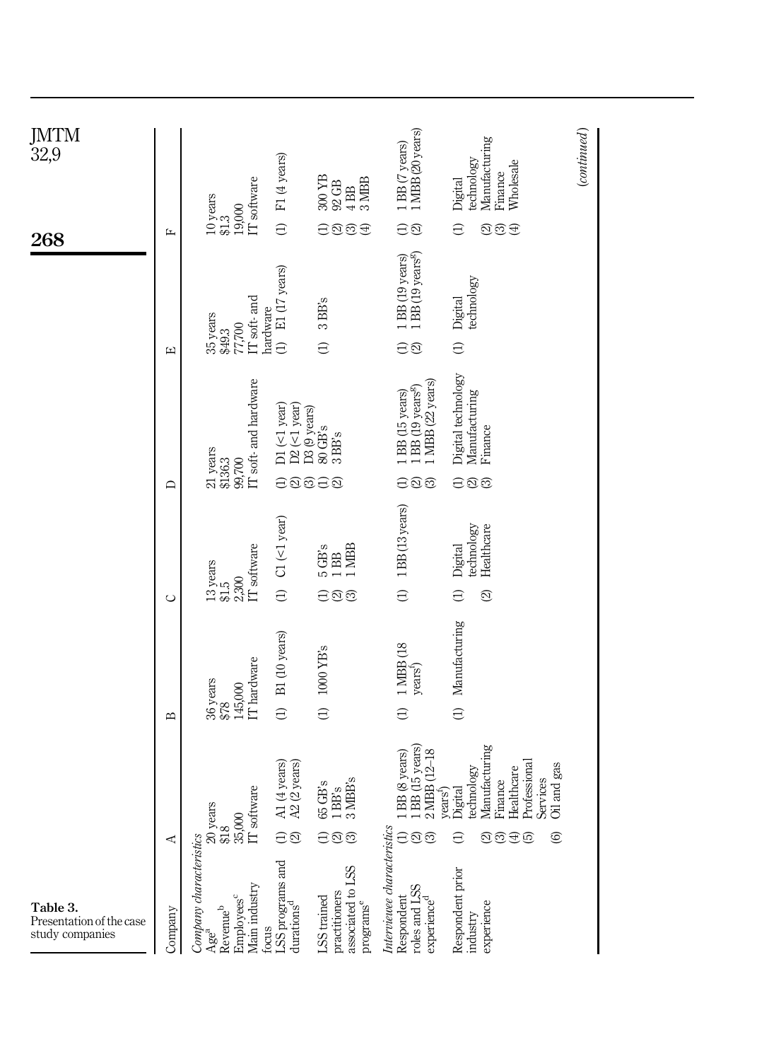Table 3. Presentation of the case study companies

| Company | A | B | C | D | E | F |
|---|---|---|---|---|---|---|
| *Company characteristics* | | | | | | |
| Age[a] | 20 years | 36 years | 13 years | 21 years | 35 years | 10 years |
| Revenue[b] | $18 | $78 | $1.5 | $136.3 | $49.3 | $1.3 |
| Employees[c] | 35,000 | 145,000 | 2,300 | 99,700 | 77,700 | 19,000 |
| Main industry focus | IT software | IT hardware | IT software | IT soft- and hardware | IT soft- and hardware | IT software |
| LSS programs and durations[d] | (1) A1 (4 years) (2) A2 (2 years) | (1) B1 (10 years) | (1) C1 (<1 year) | (1) D1 (<1 year) (2) D2 (<1 year) (3) D3 (9 years) | (1) E1 (17 years) | (1) F1 (4 years) |
| LSS trained practitioners associated to LSS programs[e] | (1) 65 GB's (2) 1 BB's (3) 3 MBB's | (1) 1000 YB's | (1) 5 GB's (2) 1 BB (3) 1 MBB | (1) 80 GB's (2) 3 BB's | (1) 3 BB's | (1) 300 YB (2) 92 GB (3) 4 BB (4) 3 MBB |
| *Interviewee characteristics* | | | | | | |
| Respondent roles and LSS experience[d] | (1) 1 BB (8 years) (2) 1 BB (15 years) (3) 2 MBB (12–18 years[f]) | (1) 1 MBB (18 years[f]) | (1) 1 BB (13 years) | (1) 1 BB (15 years) (2) 1 BB (19 years[g]) (3) 1 MBB (22 years) | (1) 1 BB (19 years) (2) 1 BB (19 years[g]) | (1) 1 BB (7 years) (2) 1 MBB (20 years) |
| Respondent prior industry experience | (1) Digital technology (2) Manufacturing (3) Finance (4) Healthcare (5) Professional Services (6) Oil and gas | (1) Manufacturing | (1) Digital technology (2) Healthcare | (1) Digital technology (2) Manufacturing (3) Finance | (1) Digital technology | (1) Digital technology (2) Manufacturing (3) Finance (4) Wholesale |

(*continued*)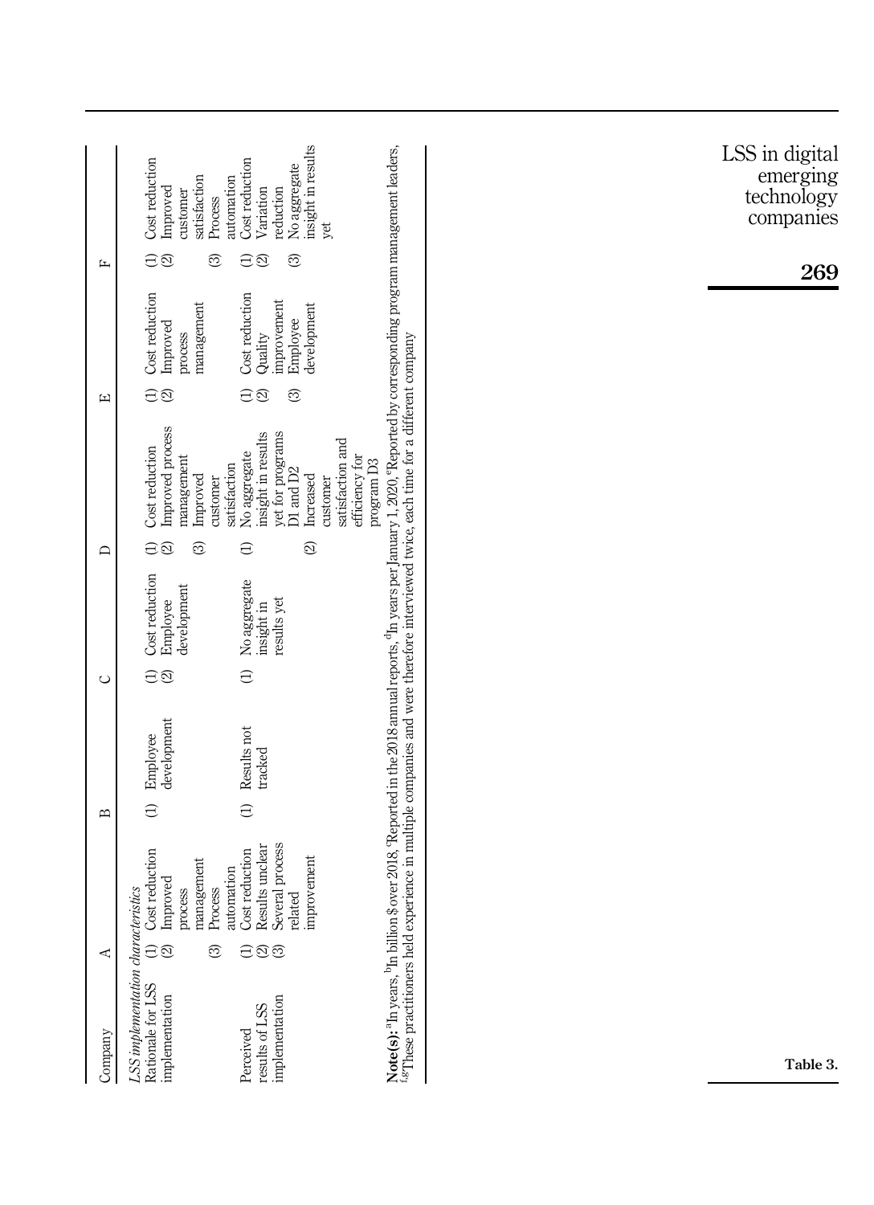| Company | A | B | C | D | E | F |
|---|---|---|---|---|---|---|
| *LSS implementation characteristics* | | | | | | |
| Rationale for LSS implementation | (1) Cost reduction (2) Improved process management (3) Process automation | (1) Employee development | (1) Cost reduction (2) Employee development | (1) Cost reduction (2) Improved process management (3) Improved customer satisfaction | (1) Cost reduction (2) Improved process management | (1) Cost reduction (2) Improved customer satisfaction (3) Process automation |
| Perceived results of LSS implementation | (1) Cost reduction (2) Results unclear (3) Several process related improvement | (1) Results not tracked | (1) No aggregate insight in results yet | (1) No aggregate insight in results yet for programs D1 and D2 (2) Increased customer satisfaction and efficiency for program D3 | (1) Cost reduction (2) Quality improvement (3) Employee development | (1) Cost reduction (2) Variation reduction (3) No aggregate insight in results yet |

**Note(s):** [a]In years, [b]In billion $ over 2018, [c]Reported in the 2018 annual reports, [d]In years per January 1, 2020, [e]Reported by corresponding program management leaders, [f,g]These practitioners held experience in multiple companies and were therefore interviewed twice, each time for a different company

**Table 3.**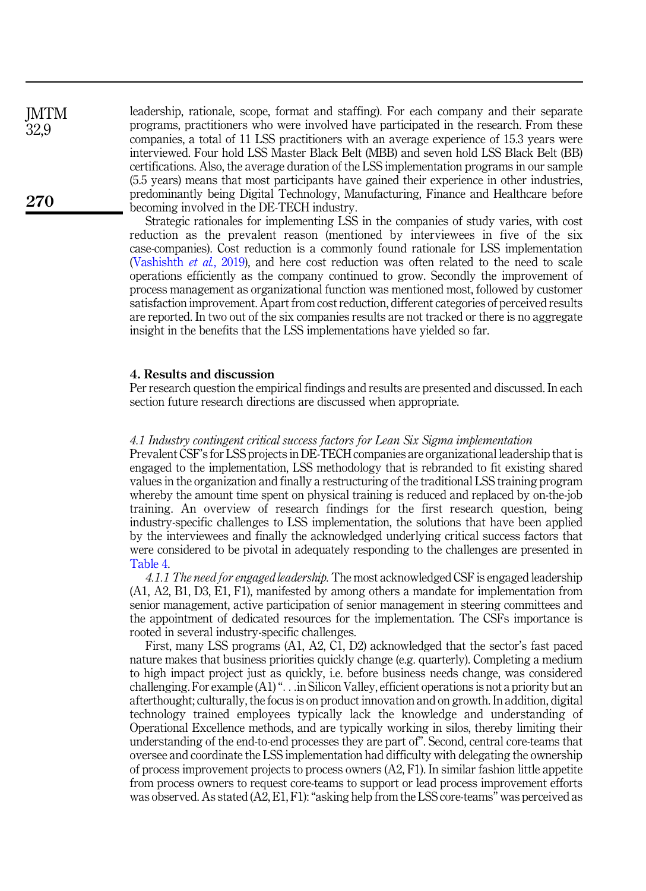leadership, rationale, scope, format and staffing). For each company and their separate programs, practitioners who were involved have participated in the research. From these companies, a total of 11 LSS practitioners with an average experience of 15.3 years were interviewed. Four hold LSS Master Black Belt (MBB) and seven hold LSS Black Belt (BB) certifications. Also, the average duration of the LSS implementation programs in our sample (5.5 years) means that most participants have gained their experience in other industries, predominantly being Digital Technology, Manufacturing, Finance and Healthcare before becoming involved in the DE-TECH industry.

Strategic rationales for implementing LSS in the companies of study varies, with cost reduction as the prevalent reason (mentioned by interviewees in five of the six case-companies). Cost reduction is a commonly found rationale for LSS implementation (Vashishth *et al.*, 2019), and here cost reduction was often related to the need to scale operations efficiently as the company continued to grow. Secondly the improvement of process management as organizational function was mentioned most, followed by customer satisfaction improvement. Apart from cost reduction, different categories of perceived results are reported. In two out of the six companies results are not tracked or there is no aggregate insight in the benefits that the LSS implementations have yielded so far.

## 4. Results and discussion

Per research question the empirical findings and results are presented and discussed. In each section future research directions are discussed when appropriate.

### *4.1 Industry contingent critical success factors for Lean Six Sigma implementation*

Prevalent CSF's for LSS projects in DE-TECH companies are organizational leadership that is engaged to the implementation, LSS methodology that is rebranded to fit existing shared values in the organization and finally a restructuring of the traditional LSS training program whereby the amount time spent on physical training is reduced and replaced by on-the-job training. An overview of research findings for the first research question, being industry-specific challenges to LSS implementation, the solutions that have been applied by the interviewees and finally the acknowledged underlying critical success factors that were considered to be pivotal in adequately responding to the challenges are presented in Table 4.

*4.1.1 The need for engaged leadership.* The most acknowledged CSF is engaged leadership (A1, A2, B1, D3, E1, F1), manifested by among others a mandate for implementation from senior management, active participation of senior management in steering committees and the appointment of dedicated resources for the implementation. The CSFs importance is rooted in several industry-specific challenges.

First, many LSS programs (A1, A2, C1, D2) acknowledged that the sector's fast paced nature makes that business priorities quickly change (e.g. quarterly). Completing a medium to high impact project just as quickly, i.e. before business needs change, was considered challenging. For example (A1) "…in Silicon Valley, efficient operations is not a priority but an afterthought; culturally, the focus is on product innovation and on growth. In addition, digital technology trained employees typically lack the knowledge and understanding of Operational Excellence methods, and are typically working in silos, thereby limiting their understanding of the end-to-end processes they are part of". Second, central core-teams that oversee and coordinate the LSS implementation had difficulty with delegating the ownership of process improvement projects to process owners (A2, F1). In similar fashion little appetite from process owners to request core-teams to support or lead process improvement efforts was observed. As stated (A2, E1, F1): "asking help from the LSS core-teams" was perceived as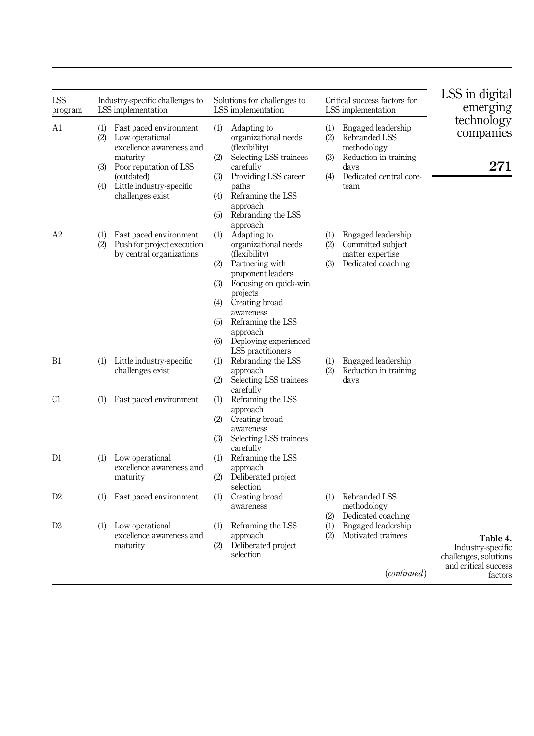**Table 4.** Industry-specific challenges, solutions and critical success factors

| LSS program | Industry-specific challenges to LSS implementation | Solutions for challenges to LSS implementation | Critical success factors for LSS implementation |
|---|---|---|---|
| A1 | (1) Fast paced environment<br>(2) Low operational excellence awareness and maturity<br>(3) Poor reputation of LSS (outdated)<br>(4) Little industry-specific challenges exist | (1) Adapting to organizational needs (flexibility)<br>(2) Selecting LSS trainees carefully<br>(3) Providing LSS career paths<br>(4) Reframing the LSS approach<br>(5) Rebranding the LSS approach | (1) Engaged leadership<br>(2) Rebranded LSS methodology<br>(3) Reduction in training days<br>(4) Dedicated central core-team |
| A2 | (1) Fast paced environment<br>(2) Push for project execution by central organizations | (1) Adapting to organizational needs (flexibility)<br>(2) Partnering with proponent leaders<br>(3) Focusing on quick-win projects<br>(4) Creating broad awareness<br>(5) Reframing the LSS approach<br>(6) Deploying experienced LSS practitioners | (1) Engaged leadership<br>(2) Committed subject matter expertise<br>(3) Dedicated coaching |
| B1 | (1) Little industry-specific challenges exist | (1) Rebranding the LSS approach<br>(2) Selecting LSS trainees carefully | (1) Engaged leadership<br>(2) Reduction in training days |
| C1 | (1) Fast paced environment | (1) Reframing the LSS approach<br>(2) Creating broad awareness<br>(3) Selecting LSS trainees carefully | |
| D1 | (1) Low operational excellence awareness and maturity | (1) Reframing the LSS approach<br>(2) Deliberated project selection | |
| D2 | (1) Fast paced environment | (1) Creating broad awareness | (1) Rebranded LSS methodology<br>(2) Dedicated coaching |
| D3 | (1) Low operational excellence awareness and maturity | (1) Reframing the LSS approach<br>(2) Deliberated project selection | (1) Engaged leadership<br>(2) Motivated trainees |

(*continued*)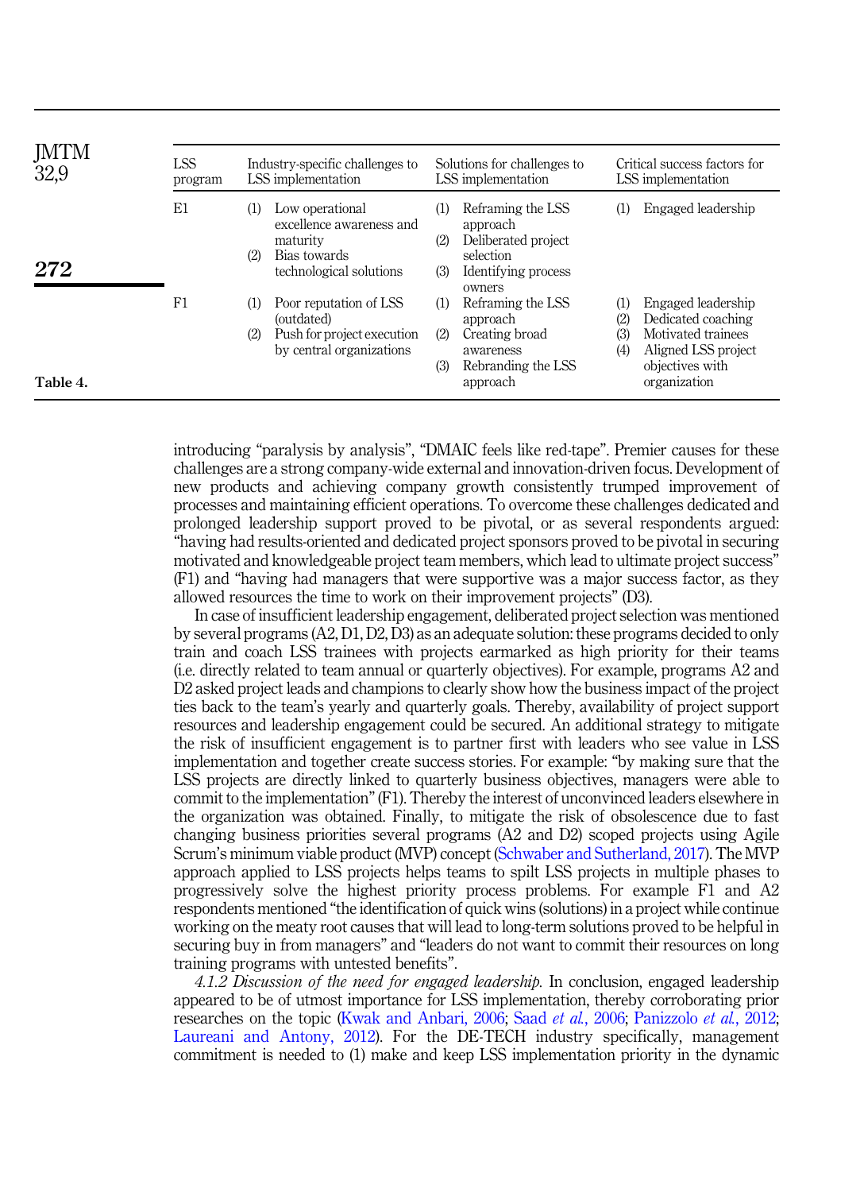| LSS program | Industry-specific challenges to LSS implementation | Solutions for challenges to LSS implementation | Critical success factors for LSS implementation |
|---|---|---|---|
| E1 | (1) Low operational excellence awareness and maturity (2) Bias towards technological solutions | (1) Reframing the LSS approach (2) Deliberated project selection (3) Identifying process owners | (1) Engaged leadership |
| F1 | (1) Poor reputation of LSS (outdated) (2) Push for project execution by central organizations | (1) Reframing the LSS approach (2) Creating broad awareness (3) Rebranding the LSS approach | (1) Engaged leadership (2) Dedicated coaching (3) Motivated trainees (4) Aligned LSS project objectives with organization |

Table 4.

introducing "paralysis by analysis", "DMAIC feels like red-tape". Premier causes for these challenges are a strong company-wide external and innovation-driven focus. Development of new products and achieving company growth consistently trumped improvement of processes and maintaining efficient operations. To overcome these challenges dedicated and prolonged leadership support proved to be pivotal, or as several respondents argued: "having had results-oriented and dedicated project sponsors proved to be pivotal in securing motivated and knowledgeable project team members, which lead to ultimate project success" (F1) and "having had managers that were supportive was a major success factor, as they allowed resources the time to work on their improvement projects" (D3).

In case of insufficient leadership engagement, deliberated project selection was mentioned by several programs (A2, D1, D2, D3) as an adequate solution: these programs decided to only train and coach LSS trainees with projects earmarked as high priority for their teams (i.e. directly related to team annual or quarterly objectives). For example, programs A2 and D2 asked project leads and champions to clearly show how the business impact of the project ties back to the team's yearly and quarterly goals. Thereby, availability of project support resources and leadership engagement could be secured. An additional strategy to mitigate the risk of insufficient engagement is to partner first with leaders who see value in LSS implementation and together create success stories. For example: "by making sure that the LSS projects are directly linked to quarterly business objectives, managers were able to commit to the implementation" (F1). Thereby the interest of unconvinced leaders elsewhere in the organization was obtained. Finally, to mitigate the risk of obsolescence due to fast changing business priorities several programs (A2 and D2) scoped projects using Agile Scrum's minimum viable product (MVP) concept (Schwaber and Sutherland, 2017). The MVP approach applied to LSS projects helps teams to spilt LSS projects in multiple phases to progressively solve the highest priority process problems. For example F1 and A2 respondents mentioned "the identification of quick wins (solutions) in a project while continue working on the meaty root causes that will lead to long-term solutions proved to be helpful in securing buy in from managers" and "leaders do not want to commit their resources on long training programs with untested benefits".

*4.1.2 Discussion of the need for engaged leadership.* In conclusion, engaged leadership appeared to be of utmost importance for LSS implementation, thereby corroborating prior researches on the topic (Kwak and Anbari, 2006; Saad *et al.*, 2006; Panizzolo *et al.*, 2012; Laureani and Antony, 2012). For the DE-TECH industry specifically, management commitment is needed to (1) make and keep LSS implementation priority in the dynamic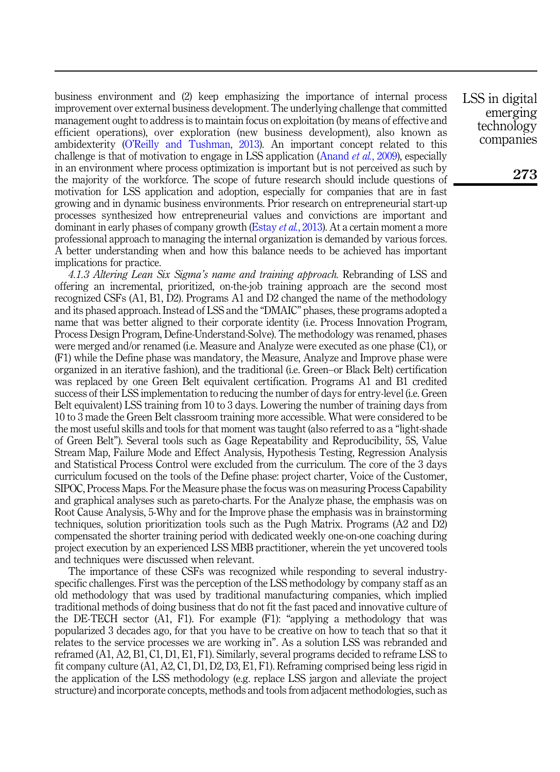business environment and (2) keep emphasizing the importance of internal process improvement over external business development. The underlying challenge that committed management ought to address is to maintain focus on exploitation (by means of effective and efficient operations), over exploration (new business development), also known as ambidexterity (O'Reilly and Tushman, 2013). An important concept related to this challenge is that of motivation to engage in LSS application (Anand *et al.*, 2009), especially in an environment where process optimization is important but is not perceived as such by the majority of the workforce. The scope of future research should include questions of motivation for LSS application and adoption, especially for companies that are in fast growing and in dynamic business environments. Prior research on entrepreneurial start-up processes synthesized how entrepreneurial values and convictions are important and dominant in early phases of company growth (Estay *et al.*, 2013). At a certain moment a more professional approach to managing the internal organization is demanded by various forces. A better understanding when and how this balance needs to be achieved has important implications for practice.

*4.1.3 Altering Lean Six Sigma's name and training approach.* Rebranding of LSS and offering an incremental, prioritized, on-the-job training approach are the second most recognized CSFs (A1, B1, D2). Programs A1 and D2 changed the name of the methodology and its phased approach. Instead of LSS and the "DMAIC" phases, these programs adopted a name that was better aligned to their corporate identity (i.e. Process Innovation Program, Process Design Program, Define-Understand-Solve). The methodology was renamed, phases were merged and/or renamed (i.e. Measure and Analyze were executed as one phase (C1), or (F1) while the Define phase was mandatory, the Measure, Analyze and Improve phase were organized in an iterative fashion), and the traditional (i.e. Green–or Black Belt) certification was replaced by one Green Belt equivalent certification. Programs A1 and B1 credited success of their LSS implementation to reducing the number of days for entry-level (i.e. Green Belt equivalent) LSS training from 10 to 3 days. Lowering the number of training days from 10 to 3 made the Green Belt classroom training more accessible. What were considered to be the most useful skills and tools for that moment was taught (also referred to as a "light-shade of Green Belt"). Several tools such as Gage Repeatability and Reproducibility, 5S, Value Stream Map, Failure Mode and Effect Analysis, Hypothesis Testing, Regression Analysis and Statistical Process Control were excluded from the curriculum. The core of the 3 days curriculum focused on the tools of the Define phase: project charter, Voice of the Customer, SIPOC, Process Maps. For the Measure phase the focus was on measuring Process Capability and graphical analyses such as pareto-charts. For the Analyze phase, the emphasis was on Root Cause Analysis, 5-Why and for the Improve phase the emphasis was in brainstorming techniques, solution prioritization tools such as the Pugh Matrix. Programs (A2 and D2) compensated the shorter training period with dedicated weekly one-on-one coaching during project execution by an experienced LSS MBB practitioner, wherein the yet uncovered tools and techniques were discussed when relevant.

The importance of these CSFs was recognized while responding to several industry-specific challenges. First was the perception of the LSS methodology by company staff as an old methodology that was used by traditional manufacturing companies, which implied traditional methods of doing business that do not fit the fast paced and innovative culture of the DE-TECH sector (A1, F1). For example (F1): "applying a methodology that was popularized 3 decades ago, for that you have to be creative on how to teach that so that it relates to the service processes we are working in". As a solution LSS was rebranded and reframed (A1, A2, B1, C1, D1, E1, F1). Similarly, several programs decided to reframe LSS to fit company culture (A1, A2, C1, D1, D2, D3, E1, F1). Reframing comprised being less rigid in the application of the LSS methodology (e.g. replace LSS jargon and alleviate the project structure) and incorporate concepts, methods and tools from adjacent methodologies, such as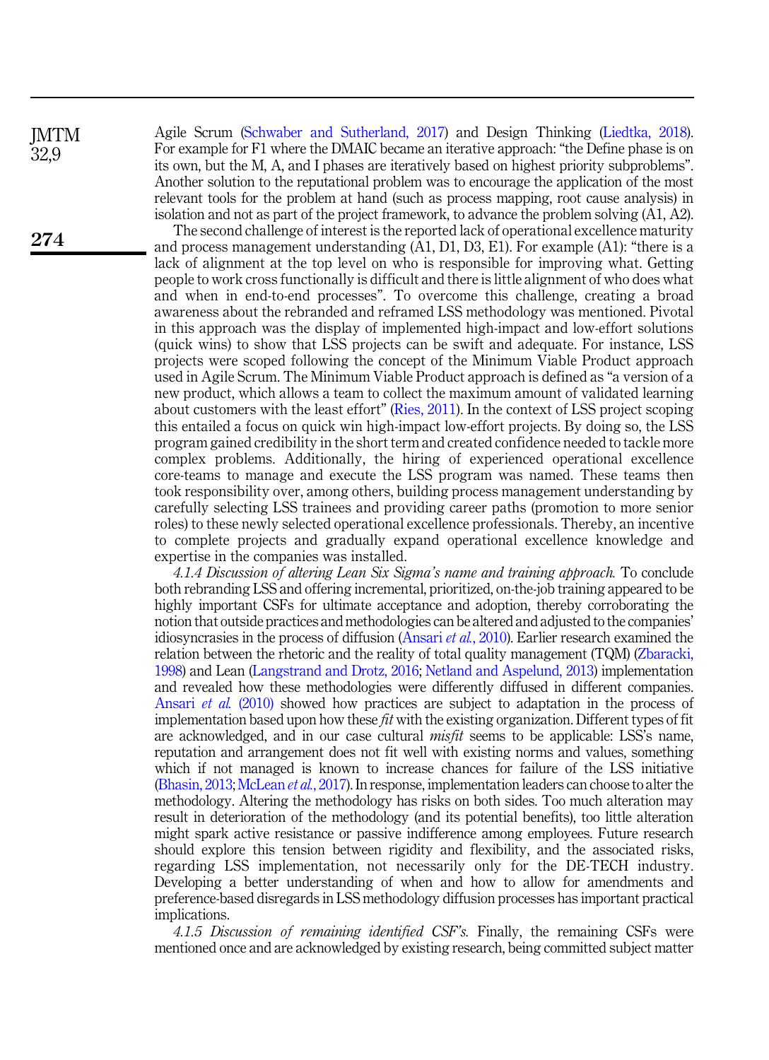Agile Scrum (Schwaber and Sutherland, 2017) and Design Thinking (Liedtka, 2018). For example for F1 where the DMAIC became an iterative approach: "the Define phase is on its own, but the M, A, and I phases are iteratively based on highest priority subproblems". Another solution to the reputational problem was to encourage the application of the most relevant tools for the problem at hand (such as process mapping, root cause analysis) in isolation and not as part of the project framework, to advance the problem solving (A1, A2).

The second challenge of interest is the reported lack of operational excellence maturity and process management understanding (A1, D1, D3, E1). For example (A1): "there is a lack of alignment at the top level on who is responsible for improving what. Getting people to work cross functionally is difficult and there is little alignment of who does what and when in end-to-end processes". To overcome this challenge, creating a broad awareness about the rebranded and reframed LSS methodology was mentioned. Pivotal in this approach was the display of implemented high-impact and low-effort solutions (quick wins) to show that LSS projects can be swift and adequate. For instance, LSS projects were scoped following the concept of the Minimum Viable Product approach used in Agile Scrum. The Minimum Viable Product approach is defined as "a version of a new product, which allows a team to collect the maximum amount of validated learning about customers with the least effort" (Ries, 2011). In the context of LSS project scoping this entailed a focus on quick win high-impact low-effort projects. By doing so, the LSS program gained credibility in the short term and created confidence needed to tackle more complex problems. Additionally, the hiring of experienced operational excellence core-teams to manage and execute the LSS program was named. These teams then took responsibility over, among others, building process management understanding by carefully selecting LSS trainees and providing career paths (promotion to more senior roles) to these newly selected operational excellence professionals. Thereby, an incentive to complete projects and gradually expand operational excellence knowledge and expertise in the companies was installed.

*4.1.4 Discussion of altering Lean Six Sigma's name and training approach.* To conclude both rebranding LSS and offering incremental, prioritized, on-the-job training appeared to be highly important CSFs for ultimate acceptance and adoption, thereby corroborating the notion that outside practices and methodologies can be altered and adjusted to the companies' idiosyncrasies in the process of diffusion (Ansari *et al.*, 2010). Earlier research examined the relation between the rhetoric and the reality of total quality management (TQM) (Zbaracki, 1998) and Lean (Langstrand and Drotz, 2016; Netland and Aspelund, 2013) implementation and revealed how these methodologies were differently diffused in different companies. Ansari *et al.* (2010) showed how practices are subject to adaptation in the process of implementation based upon how these *fit* with the existing organization. Different types of fit are acknowledged, and in our case cultural *misfit* seems to be applicable: LSS's name, reputation and arrangement does not fit well with existing norms and values, something which if not managed is known to increase chances for failure of the LSS initiative (Bhasin, 2013; McLean *et al.*, 2017). In response, implementation leaders can choose to alter the methodology. Altering the methodology has risks on both sides. Too much alteration may result in deterioration of the methodology (and its potential benefits), too little alteration might spark active resistance or passive indifference among employees. Future research should explore this tension between rigidity and flexibility, and the associated risks, regarding LSS implementation, not necessarily only for the DE-TECH industry. Developing a better understanding of when and how to allow for amendments and preference-based disregards in LSS methodology diffusion processes has important practical implications.

*4.1.5 Discussion of remaining identified CSF's.* Finally, the remaining CSFs were mentioned once and are acknowledged by existing research, being committed subject matter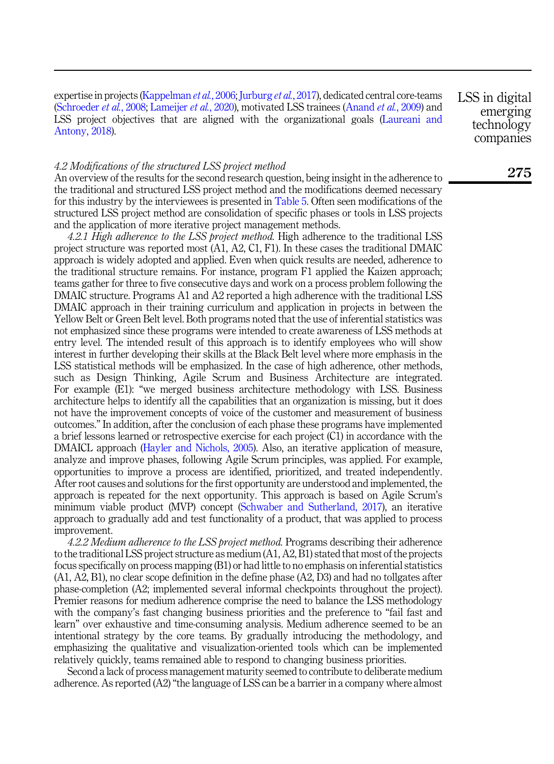expertise in projects (Kappelman *et al.*, 2006; Jurburg *et al.*, 2017), dedicated central core-teams (Schroeder *et al.*, 2008; Lameijer *et al.*, 2020), motivated LSS trainees (Anand *et al.*, 2009) and LSS project objectives that are aligned with the organizational goals (Laureani and Antony, 2018).

### *4.2 Modifications of the structured LSS project method*

An overview of the results for the second research question, being insight in the adherence to the traditional and structured LSS project method and the modifications deemed necessary for this industry by the interviewees is presented in Table 5. Often seen modifications of the structured LSS project method are consolidation of specific phases or tools in LSS projects and the application of more iterative project management methods.

*4.2.1 High adherence to the LSS project method.* High adherence to the traditional LSS project structure was reported most (A1, A2, C1, F1). In these cases the traditional DMAIC approach is widely adopted and applied. Even when quick results are needed, adherence to the traditional structure remains. For instance, program F1 applied the Kaizen approach; teams gather for three to five consecutive days and work on a process problem following the DMAIC structure. Programs A1 and A2 reported a high adherence with the traditional LSS DMAIC approach in their training curriculum and application in projects in between the Yellow Belt or Green Belt level. Both programs noted that the use of inferential statistics was not emphasized since these programs were intended to create awareness of LSS methods at entry level. The intended result of this approach is to identify employees who will show interest in further developing their skills at the Black Belt level where more emphasis in the LSS statistical methods will be emphasized. In the case of high adherence, other methods, such as Design Thinking, Agile Scrum and Business Architecture are integrated. For example (E1): "we merged business architecture methodology with LSS. Business architecture helps to identify all the capabilities that an organization is missing, but it does not have the improvement concepts of voice of the customer and measurement of business outcomes." In addition, after the conclusion of each phase these programs have implemented a brief lessons learned or retrospective exercise for each project (C1) in accordance with the DMAICL approach (Hayler and Nichols, 2005). Also, an iterative application of measure, analyze and improve phases, following Agile Scrum principles, was applied. For example, opportunities to improve a process are identified, prioritized, and treated independently. After root causes and solutions for the first opportunity are understood and implemented, the approach is repeated for the next opportunity. This approach is based on Agile Scrum's minimum viable product (MVP) concept (Schwaber and Sutherland, 2017), an iterative approach to gradually add and test functionality of a product, that was applied to process improvement.

*4.2.2 Medium adherence to the LSS project method.* Programs describing their adherence to the traditional LSS project structure as medium (A1, A2, B1) stated that most of the projects focus specifically on process mapping (B1) or had little to no emphasis on inferential statistics (A1, A2, B1), no clear scope definition in the define phase (A2, D3) and had no tollgates after phase-completion (A2; implemented several informal checkpoints throughout the project). Premier reasons for medium adherence comprise the need to balance the LSS methodology with the company's fast changing business priorities and the preference to "fail fast and learn" over exhaustive and time-consuming analysis. Medium adherence seemed to be an intentional strategy by the core teams. By gradually introducing the methodology, and emphasizing the qualitative and visualization-oriented tools which can be implemented relatively quickly, teams remained able to respond to changing business priorities.

Second a lack of process management maturity seemed to contribute to deliberate medium adherence. As reported (A2) "the language of LSS can be a barrier in a company where almost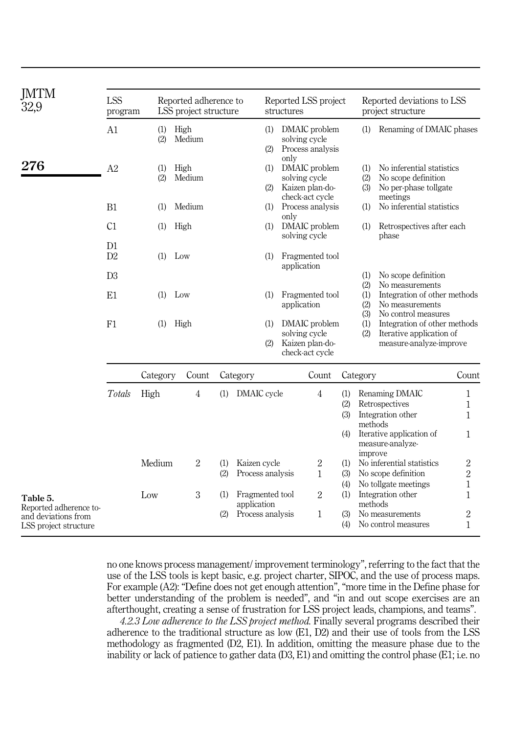Table 5. Reported adherence to- and deviations from LSS project structure

| LSS program | Reported adherence to LSS project structure | Reported LSS project structures | Reported deviations to LSS project structure |
|---|---|---|---|
| A1 | (1) High<br>(2) Medium | (1) DMAIC problem solving cycle<br>(2) Process analysis only | (1) Renaming of DMAIC phases |
| A2 | (1) High<br>(2) Medium | (1) DMAIC problem solving cycle<br>(2) Kaizen plan-do-check-act cycle | (1) No inferential statistics<br>(2) No scope definition<br>(3) No per-phase tollgate meetings |
| B1 | (1) Medium | (1) Process analysis only | (1) No inferential statistics |
| C1 | (1) High | (1) DMAIC problem solving cycle | (1) Retrospectives after each phase |
| D1 | | | |
| D2 | (1) Low | (1) Fragmented tool application | |
| D3 | | | (1) No scope definition<br>(2) No measurements |
| E1 | (1) Low | (1) Fragmented tool application | (1) Integration of other methods<br>(2) No measurements<br>(3) No control measures |
| F1 | (1) High | (1) DMAIC problem solving cycle<br>(2) Kaizen plan-do-check-act cycle | (1) Integration of other methods<br>(2) Iterative application of measure-analyze-improve |

| | Category | Count | Category | Count | Category | Count |
|---|---|---|---|---|---|---|
| *Totals* | High | 4 | (1) DMAIC cycle | 4 | (1) Renaming DMAIC<br>(2) Retrospectives<br>(3) Integration other methods<br>(4) Iterative application of measure-analyze-improve | 1<br>1<br>1<br>1 |
| | Medium | 2 | (1) Kaizen cycle<br>(2) Process analysis | 2<br>1 | (1) No inferential statistics<br>(3) No scope definition<br>(4) No tollgate meetings | 2<br>2<br>1 |
| | Low | 3 | (1) Fragmented tool application<br>(2) Process analysis | 2<br>1 | (1) Integration other methods<br>(3) No measurements<br>(4) No control measures | 1<br>2<br>1 |

no one knows process management/ improvement terminology", referring to the fact that the use of the LSS tools is kept basic, e.g. project charter, SIPOC, and the use of process maps. For example (A2): "Define does not get enough attention", "more time in the Define phase for better understanding of the problem is needed", and "in and out scope exercises are an afterthought, creating a sense of frustration for LSS project leads, champions, and teams".

*4.2.3 Low adherence to the LSS project method.* Finally several programs described their adherence to the traditional structure as low (E1, D2) and their use of tools from the LSS methodology as fragmented (D2, E1). In addition, omitting the measure phase due to the inability or lack of patience to gather data (D3, E1) and omitting the control phase (E1; i.e. no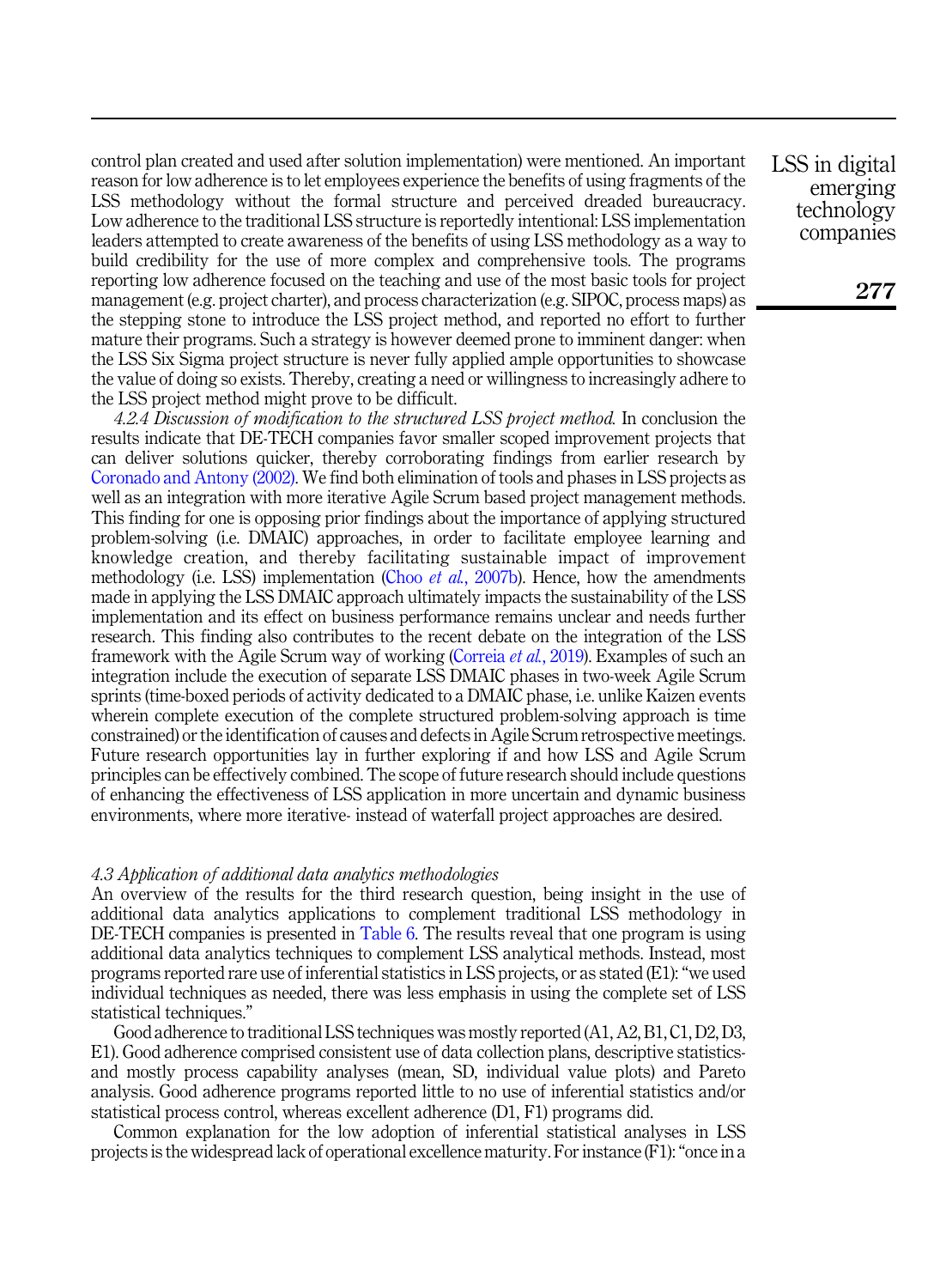control plan created and used after solution implementation) were mentioned. An important reason for low adherence is to let employees experience the benefits of using fragments of the LSS methodology without the formal structure and perceived dreaded bureaucracy. Low adherence to the traditional LSS structure is reportedly intentional: LSS implementation leaders attempted to create awareness of the benefits of using LSS methodology as a way to build credibility for the use of more complex and comprehensive tools. The programs reporting low adherence focused on the teaching and use of the most basic tools for project management (e.g. project charter), and process characterization (e.g. SIPOC, process maps) as the stepping stone to introduce the LSS project method, and reported no effort to further mature their programs. Such a strategy is however deemed prone to imminent danger: when the LSS Six Sigma project structure is never fully applied ample opportunities to showcase the value of doing so exists. Thereby, creating a need or willingness to increasingly adhere to the LSS project method might prove to be difficult.

*4.2.4 Discussion of modification to the structured LSS project method.* In conclusion the results indicate that DE-TECH companies favor smaller scoped improvement projects that can deliver solutions quicker, thereby corroborating findings from earlier research by Coronado and Antony (2002). We find both elimination of tools and phases in LSS projects as well as an integration with more iterative Agile Scrum based project management methods. This finding for one is opposing prior findings about the importance of applying structured problem-solving (i.e. DMAIC) approaches, in order to facilitate employee learning and knowledge creation, and thereby facilitating sustainable impact of improvement methodology (i.e. LSS) implementation (Choo *et al.*, 2007b). Hence, how the amendments made in applying the LSS DMAIC approach ultimately impacts the sustainability of the LSS implementation and its effect on business performance remains unclear and needs further research. This finding also contributes to the recent debate on the integration of the LSS framework with the Agile Scrum way of working (Correia *et al.*, 2019). Examples of such an integration include the execution of separate LSS DMAIC phases in two-week Agile Scrum sprints (time-boxed periods of activity dedicated to a DMAIC phase, i.e. unlike Kaizen events wherein complete execution of the complete structured problem-solving approach is time constrained) or the identification of causes and defects in Agile Scrum retrospective meetings. Future research opportunities lay in further exploring if and how LSS and Agile Scrum principles can be effectively combined. The scope of future research should include questions of enhancing the effectiveness of LSS application in more uncertain and dynamic business environments, where more iterative- instead of waterfall project approaches are desired.

### *4.3 Application of additional data analytics methodologies*

An overview of the results for the third research question, being insight in the use of additional data analytics applications to complement traditional LSS methodology in DE-TECH companies is presented in Table 6. The results reveal that one program is using additional data analytics techniques to complement LSS analytical methods. Instead, most programs reported rare use of inferential statistics in LSS projects, or as stated (E1): "we used individual techniques as needed, there was less emphasis in using the complete set of LSS statistical techniques."

Good adherence to traditional LSS techniques was mostly reported (A1, A2, B1, C1, D2, D3, E1). Good adherence comprised consistent use of data collection plans, descriptive statistics- and mostly process capability analyses (mean, SD, individual value plots) and Pareto analysis. Good adherence programs reported little to no use of inferential statistics and/or statistical process control, whereas excellent adherence (D1, F1) programs did.

Common explanation for the low adoption of inferential statistical analyses in LSS projects is the widespread lack of operational excellence maturity. For instance (F1): "once in a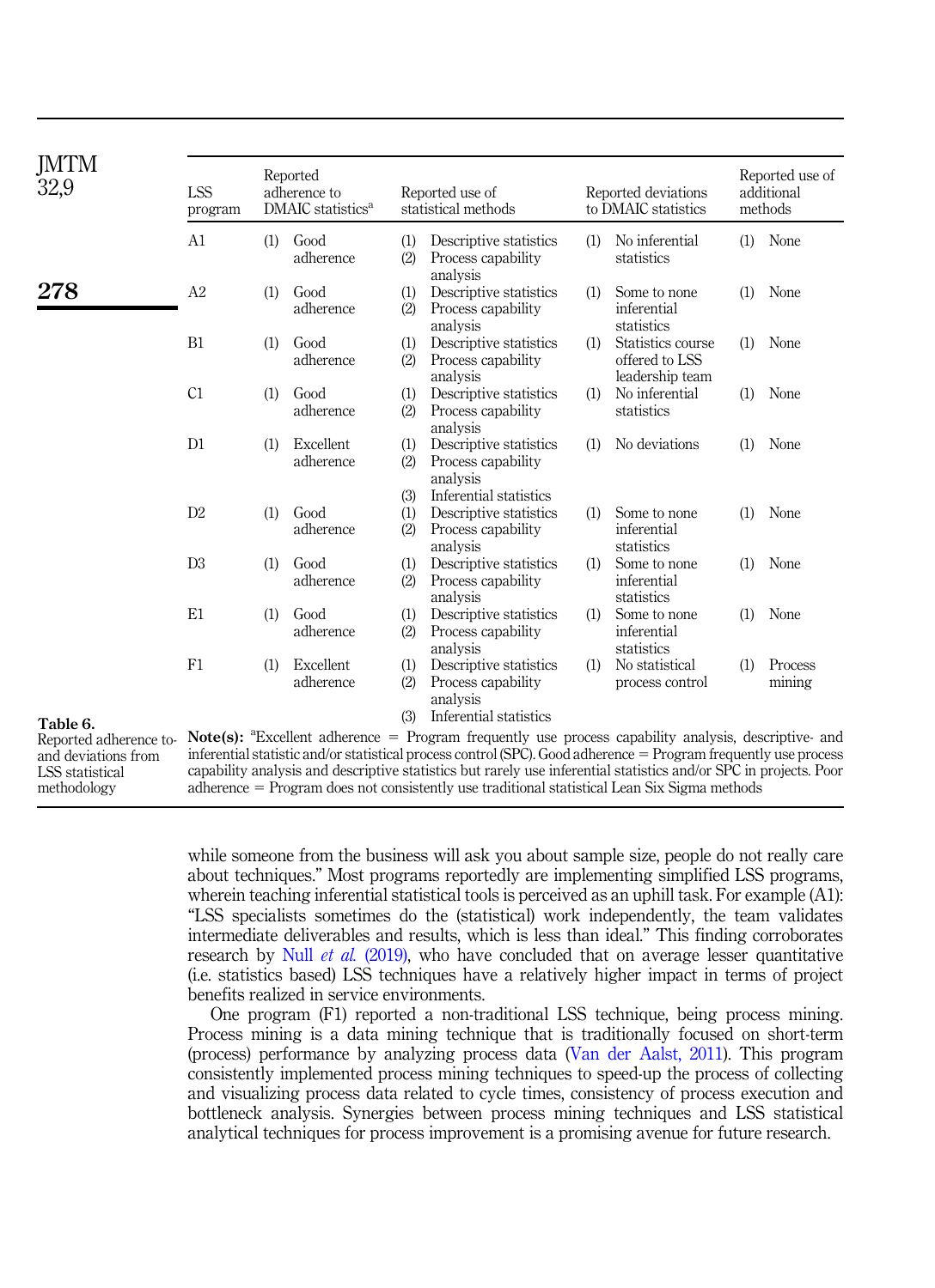Table 6. Reported adherence to- and deviations from LSS statistical methodology

| LSS program | Reported adherence to DMAIC statistics[a] | Reported use of statistical methods | Reported deviations to DMAIC statistics | Reported use of additional methods |
|---|---|---|---|---|
| A1 | (1) Good adherence | (1) Descriptive statistics (2) Process capability analysis | (1) No inferential statistics | (1) None |
| A2 | (1) Good adherence | (1) Descriptive statistics (2) Process capability analysis | (1) Some to none inferential statistics | (1) None |
| B1 | (1) Good adherence | (1) Descriptive statistics (2) Process capability analysis | (1) Statistics course offered to LSS leadership team | (1) None |
| C1 | (1) Good adherence | (1) Descriptive statistics (2) Process capability analysis | (1) No inferential statistics | (1) None |
| D1 | (1) Excellent adherence | (1) Descriptive statistics (2) Process capability analysis (3) Inferential statistics | (1) No deviations | (1) None |
| D2 | (1) Good adherence | (1) Descriptive statistics (2) Process capability analysis | (1) Some to none inferential statistics | (1) None |
| D3 | (1) Good adherence | (1) Descriptive statistics (2) Process capability analysis | (1) Some to none inferential statistics | (1) None |
| E1 | (1) Good adherence | (1) Descriptive statistics (2) Process capability analysis | (1) Some to none inferential statistics | (1) None |
| F1 | (1) Excellent adherence | (1) Descriptive statistics (2) Process capability analysis (3) Inferential statistics | (1) No statistical process control | (1) Process mining |

**Note(s):** [a]Excellent adherence = Program frequently use process capability analysis, descriptive- and inferential statistic and/or statistical process control (SPC). Good adherence = Program frequently use process capability analysis and descriptive statistics but rarely use inferential statistics and/or SPC in projects. Poor adherence = Program does not consistently use traditional statistical Lean Six Sigma methods

while someone from the business will ask you about sample size, people do not really care about techniques." Most programs reportedly are implementing simplified LSS programs, wherein teaching inferential statistical tools is perceived as an uphill task. For example (A1): "LSS specialists sometimes do the (statistical) work independently, the team validates intermediate deliverables and results, which is less than ideal." This finding corroborates research by Null *et al.* (2019), who have concluded that on average lesser quantitative (i.e. statistics based) LSS techniques have a relatively higher impact in terms of project benefits realized in service environments.

One program (F1) reported a non-traditional LSS technique, being process mining. Process mining is a data mining technique that is traditionally focused on short-term (process) performance by analyzing process data (Van der Aalst, 2011). This program consistently implemented process mining techniques to speed-up the process of collecting and visualizing process data related to cycle times, consistency of process execution and bottleneck analysis. Synergies between process mining techniques and LSS statistical analytical techniques for process improvement is a promising avenue for future research.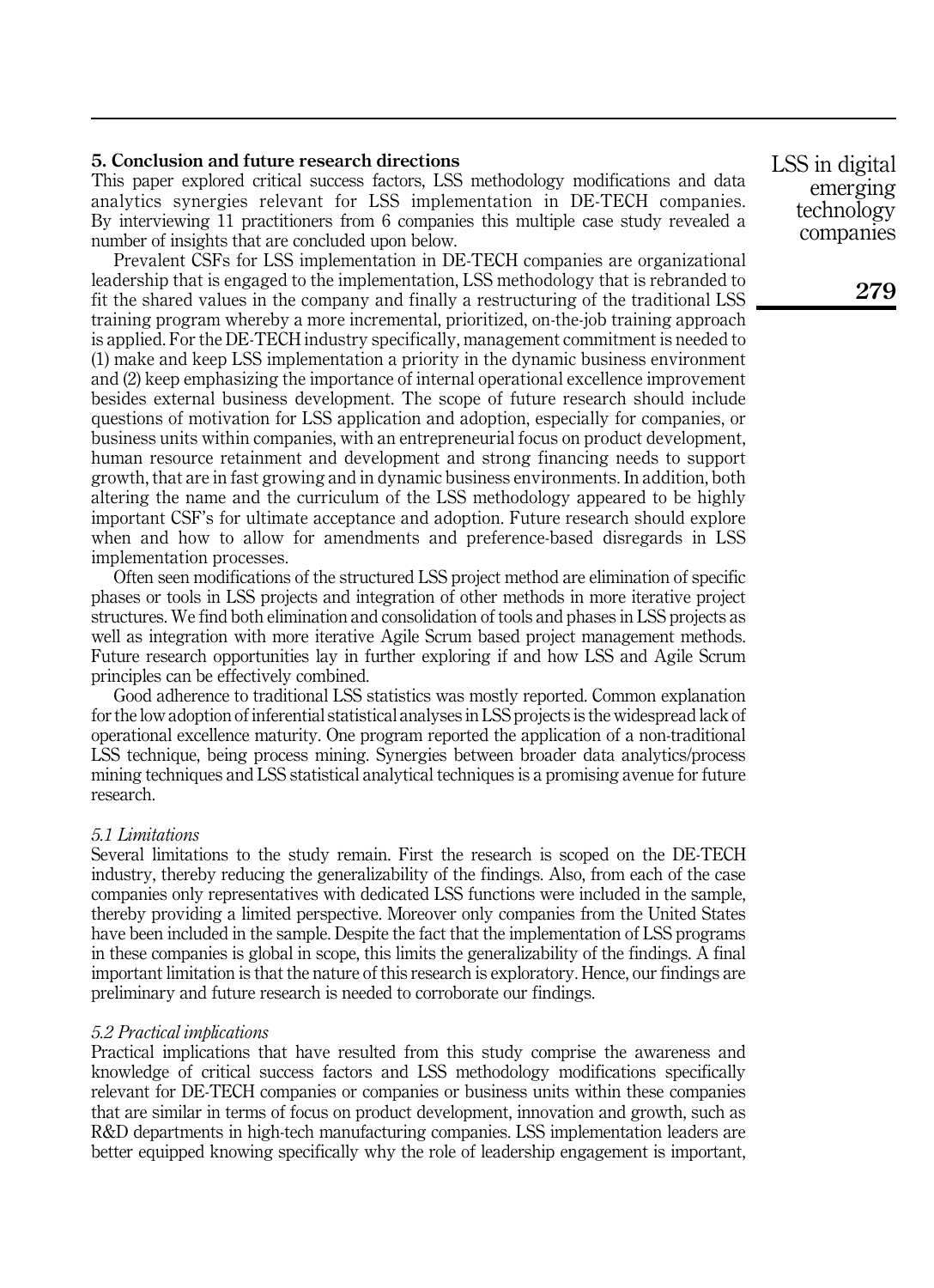## 5. Conclusion and future research directions

This paper explored critical success factors, LSS methodology modifications and data analytics synergies relevant for LSS implementation in DE-TECH companies. By interviewing 11 practitioners from 6 companies this multiple case study revealed a number of insights that are concluded upon below.

Prevalent CSFs for LSS implementation in DE-TECH companies are organizational leadership that is engaged to the implementation, LSS methodology that is rebranded to fit the shared values in the company and finally a restructuring of the traditional LSS training program whereby a more incremental, prioritized, on-the-job training approach is applied. For the DE-TECH industry specifically, management commitment is needed to (1) make and keep LSS implementation a priority in the dynamic business environment and (2) keep emphasizing the importance of internal operational excellence improvement besides external business development. The scope of future research should include questions of motivation for LSS application and adoption, especially for companies, or business units within companies, with an entrepreneurial focus on product development, human resource retainment and development and strong financing needs to support growth, that are in fast growing and in dynamic business environments. In addition, both altering the name and the curriculum of the LSS methodology appeared to be highly important CSF's for ultimate acceptance and adoption. Future research should explore when and how to allow for amendments and preference-based disregards in LSS implementation processes.

Often seen modifications of the structured LSS project method are elimination of specific phases or tools in LSS projects and integration of other methods in more iterative project structures. We find both elimination and consolidation of tools and phases in LSS projects as well as integration with more iterative Agile Scrum based project management methods. Future research opportunities lay in further exploring if and how LSS and Agile Scrum principles can be effectively combined.

Good adherence to traditional LSS statistics was mostly reported. Common explanation for the low adoption of inferential statistical analyses in LSS projects is the widespread lack of operational excellence maturity. One program reported the application of a non-traditional LSS technique, being process mining. Synergies between broader data analytics/process mining techniques and LSS statistical analytical techniques is a promising avenue for future research.

### *5.1 Limitations*

Several limitations to the study remain. First the research is scoped on the DE-TECH industry, thereby reducing the generalizability of the findings. Also, from each of the case companies only representatives with dedicated LSS functions were included in the sample, thereby providing a limited perspective. Moreover only companies from the United States have been included in the sample. Despite the fact that the implementation of LSS programs in these companies is global in scope, this limits the generalizability of the findings. A final important limitation is that the nature of this research is exploratory. Hence, our findings are preliminary and future research is needed to corroborate our findings.

### *5.2 Practical implications*

Practical implications that have resulted from this study comprise the awareness and knowledge of critical success factors and LSS methodology modifications specifically relevant for DE-TECH companies or companies or business units within these companies that are similar in terms of focus on product development, innovation and growth, such as R&D departments in high-tech manufacturing companies. LSS implementation leaders are better equipped knowing specifically why the role of leadership engagement is important,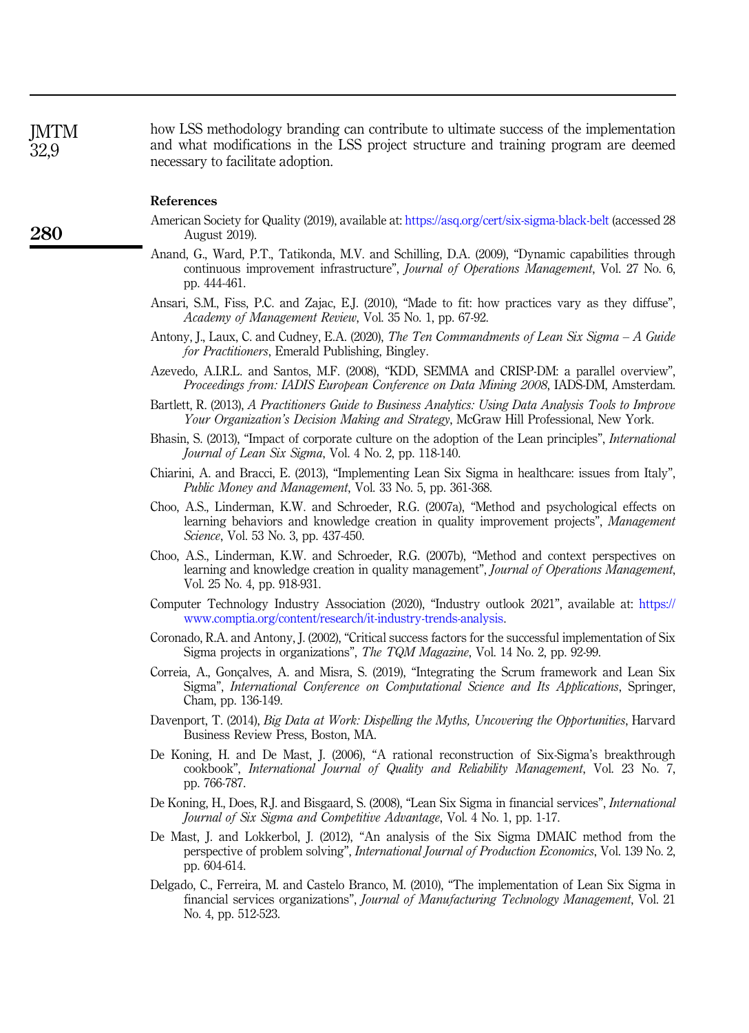how LSS methodology branding can contribute to ultimate success of the implementation and what modifications in the LSS project structure and training program are deemed necessary to facilitate adoption.

## References

American Society for Quality (2019), available at: https://asq.org/cert/six-sigma-black-belt (accessed 28 August 2019).

Anand, G., Ward, P.T., Tatikonda, M.V. and Schilling, D.A. (2009), "Dynamic capabilities through continuous improvement infrastructure", *Journal of Operations Management*, Vol. 27 No. 6, pp. 444-461.

Ansari, S.M., Fiss, P.C. and Zajac, E.J. (2010), "Made to fit: how practices vary as they diffuse", *Academy of Management Review*, Vol. 35 No. 1, pp. 67-92.

Antony, J., Laux, C. and Cudney, E.A. (2020), *The Ten Commandments of Lean Six Sigma – A Guide for Practitioners*, Emerald Publishing, Bingley.

Azevedo, A.I.R.L. and Santos, M.F. (2008), "KDD, SEMMA and CRISP-DM: a parallel overview", *Proceedings from: IADIS European Conference on Data Mining 2008*, IADS-DM, Amsterdam.

Bartlett, R. (2013), *A Practitioners Guide to Business Analytics: Using Data Analysis Tools to Improve Your Organization's Decision Making and Strategy*, McGraw Hill Professional, New York.

Bhasin, S. (2013), "Impact of corporate culture on the adoption of the Lean principles", *International Journal of Lean Six Sigma*, Vol. 4 No. 2, pp. 118-140.

Chiarini, A. and Bracci, E. (2013), "Implementing Lean Six Sigma in healthcare: issues from Italy", *Public Money and Management*, Vol. 33 No. 5, pp. 361-368.

Choo, A.S., Linderman, K.W. and Schroeder, R.G. (2007a), "Method and psychological effects on learning behaviors and knowledge creation in quality improvement projects", *Management Science*, Vol. 53 No. 3, pp. 437-450.

Choo, A.S., Linderman, K.W. and Schroeder, R.G. (2007b), "Method and context perspectives on learning and knowledge creation in quality management", *Journal of Operations Management*, Vol. 25 No. 4, pp. 918-931.

Computer Technology Industry Association (2020), "Industry outlook 2021", available at: https://www.comptia.org/content/research/it-industry-trends-analysis.

Coronado, R.A. and Antony, J. (2002), "Critical success factors for the successful implementation of Six Sigma projects in organizations", *The TQM Magazine*, Vol. 14 No. 2, pp. 92-99.

Correia, A., Gonçalves, A. and Misra, S. (2019), "Integrating the Scrum framework and Lean Six Sigma", *International Conference on Computational Science and Its Applications*, Springer, Cham, pp. 136-149.

Davenport, T. (2014), *Big Data at Work: Dispelling the Myths, Uncovering the Opportunities*, Harvard Business Review Press, Boston, MA.

De Koning, H. and De Mast, J. (2006), "A rational reconstruction of Six-Sigma's breakthrough cookbook", *International Journal of Quality and Reliability Management*, Vol. 23 No. 7, pp. 766-787.

De Koning, H., Does, R.J. and Bisgaard, S. (2008), "Lean Six Sigma in financial services", *International Journal of Six Sigma and Competitive Advantage*, Vol. 4 No. 1, pp. 1-17.

De Mast, J. and Lokkerbol, J. (2012), "An analysis of the Six Sigma DMAIC method from the perspective of problem solving", *International Journal of Production Economics*, Vol. 139 No. 2, pp. 604-614.

Delgado, C., Ferreira, M. and Castelo Branco, M. (2010), "The implementation of Lean Six Sigma in financial services organizations", *Journal of Manufacturing Technology Management*, Vol. 21 No. 4, pp. 512-523.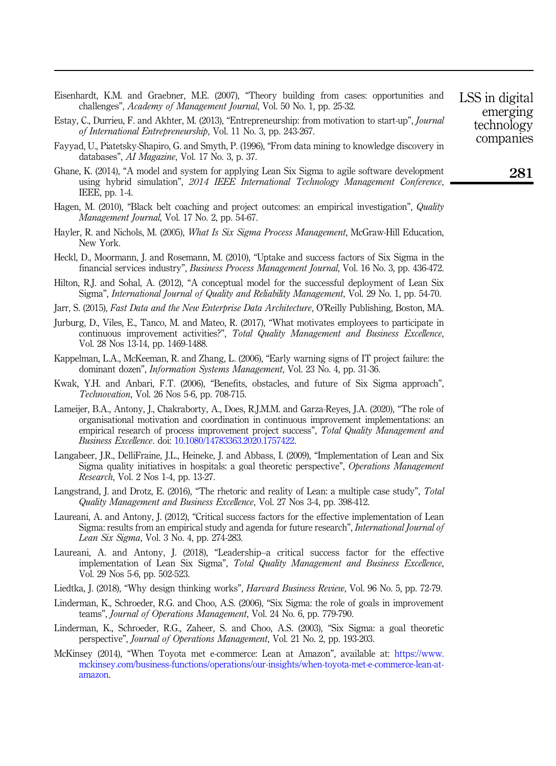Eisenhardt, K.M. and Graebner, M.E. (2007), "Theory building from cases: opportunities and challenges", *Academy of Management Journal*, Vol. 50 No. 1, pp. 25-32.

Estay, C., Durrieu, F. and Akhter, M. (2013), "Entrepreneurship: from motivation to start-up", *Journal of International Entrepreneurship*, Vol. 11 No. 3, pp. 243-267.

Fayyad, U., Piatetsky-Shapiro, G. and Smyth, P. (1996), "From data mining to knowledge discovery in databases", *AI Magazine*, Vol. 17 No. 3, p. 37.

Ghane, K. (2014), "A model and system for applying Lean Six Sigma to agile software development using hybrid simulation", *2014 IEEE International Technology Management Conference*, IEEE, pp. 1-4.

Hagen, M. (2010), "Black belt coaching and project outcomes: an empirical investigation", *Quality Management Journal*, Vol. 17 No. 2, pp. 54-67.

Hayler, R. and Nichols, M. (2005), *What Is Six Sigma Process Management*, McGraw-Hill Education, New York.

Heckl, D., Moormann, J. and Rosemann, M. (2010), "Uptake and success factors of Six Sigma in the financial services industry", *Business Process Management Journal*, Vol. 16 No. 3, pp. 436-472.

Hilton, R.J. and Sohal, A. (2012), "A conceptual model for the successful deployment of Lean Six Sigma", *International Journal of Quality and Reliability Management*, Vol. 29 No. 1, pp. 54-70.

Jarr, S. (2015), *Fast Data and the New Enterprise Data Architecture*, O'Reilly Publishing, Boston, MA.

Jurburg, D., Viles, E., Tanco, M. and Mateo, R. (2017), "What motivates employees to participate in continuous improvement activities?", *Total Quality Management and Business Excellence*, Vol. 28 Nos 13-14, pp. 1469-1488.

Kappelman, L.A., McKeeman, R. and Zhang, L. (2006), "Early warning signs of IT project failure: the dominant dozen", *Information Systems Management*, Vol. 23 No. 4, pp. 31-36.

Kwak, Y.H. and Anbari, F.T. (2006), "Benefits, obstacles, and future of Six Sigma approach", *Technovation*, Vol. 26 Nos 5-6, pp. 708-715.

Lameijer, B.A., Antony, J., Chakraborty, A., Does, R.J.M.M. and Garza-Reyes, J.A. (2020), "The role of organisational motivation and coordination in continuous improvement implementations: an empirical research of process improvement project success", *Total Quality Management and Business Excellence*. doi: 10.1080/14783363.2020.1757422.

Langabeer, J.R., DelliFraine, J.L., Heineke, J. and Abbass, I. (2009), "Implementation of Lean and Six Sigma quality initiatives in hospitals: a goal theoretic perspective", *Operations Management Research*, Vol. 2 Nos 1-4, pp. 13-27.

Langstrand, J. and Drotz, E. (2016), "The rhetoric and reality of Lean: a multiple case study", *Total Quality Management and Business Excellence*, Vol. 27 Nos 3-4, pp. 398-412.

Laureani, A. and Antony, J. (2012), "Critical success factors for the effective implementation of Lean Sigma: results from an empirical study and agenda for future research", *International Journal of Lean Six Sigma*, Vol. 3 No. 4, pp. 274-283.

Laureani, A. and Antony, J. (2018), "Leadership–a critical success factor for the effective implementation of Lean Six Sigma", *Total Quality Management and Business Excellence*, Vol. 29 Nos 5-6, pp. 502-523.

Liedtka, J. (2018), "Why design thinking works", *Harvard Business Review*, Vol. 96 No. 5, pp. 72-79.

Linderman, K., Schroeder, R.G. and Choo, A.S. (2006), "Six Sigma: the role of goals in improvement teams", *Journal of Operations Management*, Vol. 24 No. 6, pp. 779-790.

Linderman, K., Schroeder, R.G., Zaheer, S. and Choo, A.S. (2003), "Six Sigma: a goal theoretic perspective", *Journal of Operations Management*, Vol. 21 No. 2, pp. 193-203.

McKinsey (2014), "When Toyota met e-commerce: Lean at Amazon", available at: https://www.mckinsey.com/business-functions/operations/our-insights/when-toyota-met-e-commerce-lean-at-amazon.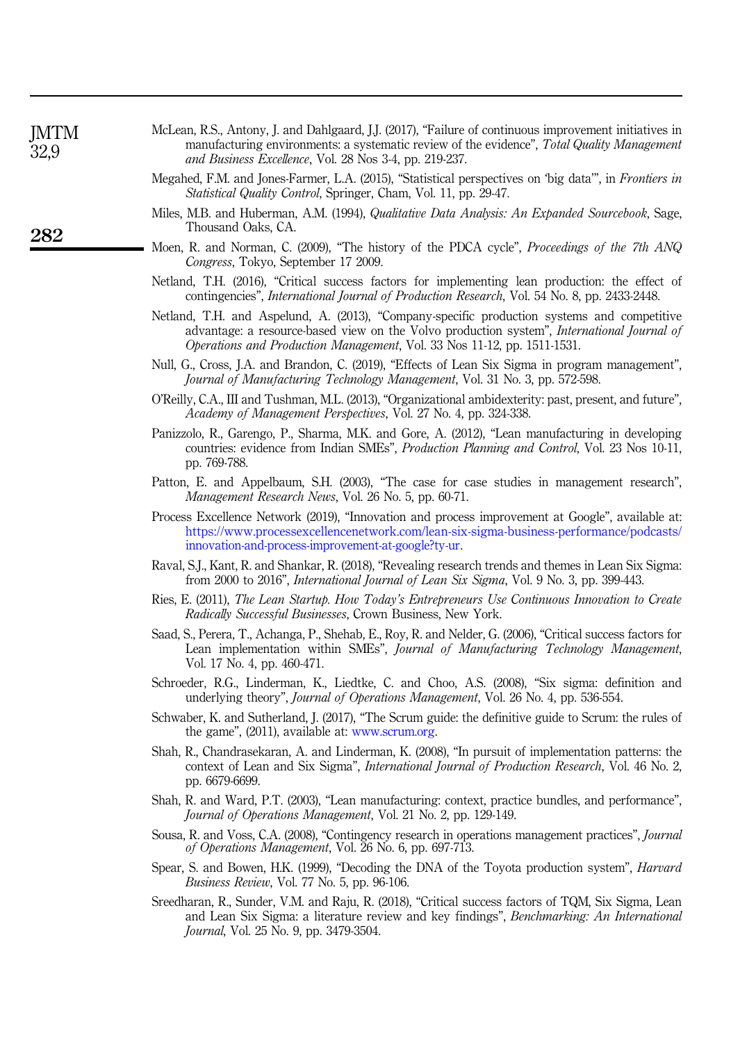McLean, R.S., Antony, J. and Dahlgaard, J.J. (2017), "Failure of continuous improvement initiatives in manufacturing environments: a systematic review of the evidence", *Total Quality Management and Business Excellence*, Vol. 28 Nos 3-4, pp. 219-237.

Megahed, F.M. and Jones-Farmer, L.A. (2015), "Statistical perspectives on 'big data'", in *Frontiers in Statistical Quality Control*, Springer, Cham, Vol. 11, pp. 29-47.

Miles, M.B. and Huberman, A.M. (1994), *Qualitative Data Analysis: An Expanded Sourcebook*, Sage, Thousand Oaks, CA.

Moen, R. and Norman, C. (2009), "The history of the PDCA cycle", *Proceedings of the 7th ANQ Congress*, Tokyo, September 17 2009.

Netland, T.H. (2016), "Critical success factors for implementing lean production: the effect of contingencies", *International Journal of Production Research*, Vol. 54 No. 8, pp. 2433-2448.

Netland, T.H. and Aspelund, A. (2013), "Company-specific production systems and competitive advantage: a resource-based view on the Volvo production system", *International Journal of Operations and Production Management*, Vol. 33 Nos 11-12, pp. 1511-1531.

Null, G., Cross, J.A. and Brandon, C. (2019), "Effects of Lean Six Sigma in program management", *Journal of Manufacturing Technology Management*, Vol. 31 No. 3, pp. 572-598.

O'Reilly, C.A., III and Tushman, M.L. (2013), "Organizational ambidexterity: past, present, and future", *Academy of Management Perspectives*, Vol. 27 No. 4, pp. 324-338.

Panizzolo, R., Garengo, P., Sharma, M.K. and Gore, A. (2012), "Lean manufacturing in developing countries: evidence from Indian SMEs", *Production Planning and Control*, Vol. 23 Nos 10-11, pp. 769-788.

Patton, E. and Appelbaum, S.H. (2003), "The case for case studies in management research", *Management Research News*, Vol. 26 No. 5, pp. 60-71.

Process Excellence Network (2019), "Innovation and process improvement at Google", available at: https://www.processexcellencenetwork.com/lean-six-sigma-business-performance/podcasts/innovation-and-process-improvement-at-google?ty-ur.

Raval, S.J., Kant, R. and Shankar, R. (2018), "Revealing research trends and themes in Lean Six Sigma: from 2000 to 2016", *International Journal of Lean Six Sigma*, Vol. 9 No. 3, pp. 399-443.

Ries, E. (2011), *The Lean Startup. How Today's Entrepreneurs Use Continuous Innovation to Create Radically Successful Businesses*, Crown Business, New York.

Saad, S., Perera, T., Achanga, P., Shehab, E., Roy, R. and Nelder, G. (2006), "Critical success factors for Lean implementation within SMEs", *Journal of Manufacturing Technology Management*, Vol. 17 No. 4, pp. 460-471.

Schroeder, R.G., Linderman, K., Liedtke, C. and Choo, A.S. (2008), "Six sigma: definition and underlying theory", *Journal of Operations Management*, Vol. 26 No. 4, pp. 536-554.

Schwaber, K. and Sutherland, J. (2017), "The Scrum guide: the definitive guide to Scrum: the rules of the game", (2011), available at: www.scrum.org.

Shah, R., Chandrasekaran, A. and Linderman, K. (2008), "In pursuit of implementation patterns: the context of Lean and Six Sigma", *International Journal of Production Research*, Vol. 46 No. 2, pp. 6679-6699.

Shah, R. and Ward, P.T. (2003), "Lean manufacturing: context, practice bundles, and performance", *Journal of Operations Management*, Vol. 21 No. 2, pp. 129-149.

Sousa, R. and Voss, C.A. (2008), "Contingency research in operations management practices", *Journal of Operations Management*, Vol. 26 No. 6, pp. 697-713.

Spear, S. and Bowen, H.K. (1999), "Decoding the DNA of the Toyota production system", *Harvard Business Review*, Vol. 77 No. 5, pp. 96-106.

Sreedharan, R., Sunder, V.M. and Raju, R. (2018), "Critical success factors of TQM, Six Sigma, Lean and Lean Six Sigma: a literature review and key findings", *Benchmarking: An International Journal*, Vol. 25 No. 9, pp. 3479-3504.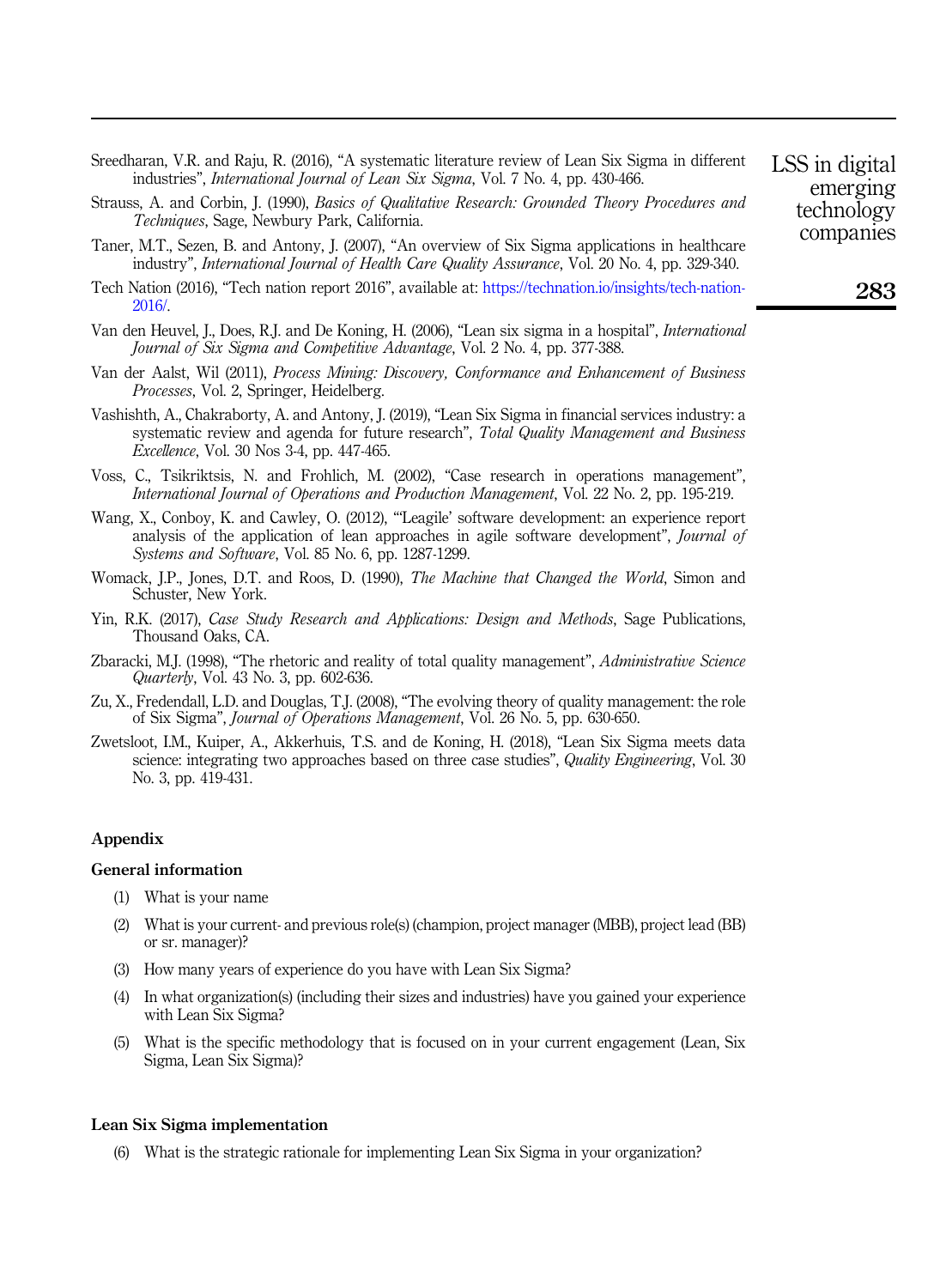Sreedharan, V.R. and Raju, R. (2016), "A systematic literature review of Lean Six Sigma in different industries", *International Journal of Lean Six Sigma*, Vol. 7 No. 4, pp. 430-466.

Strauss, A. and Corbin, J. (1990), *Basics of Qualitative Research: Grounded Theory Procedures and Techniques*, Sage, Newbury Park, California.

Taner, M.T., Sezen, B. and Antony, J. (2007), "An overview of Six Sigma applications in healthcare industry", *International Journal of Health Care Quality Assurance*, Vol. 20 No. 4, pp. 329-340.

Tech Nation (2016), "Tech nation report 2016", available at: https://technation.io/insights/tech-nation-2016/.

Van den Heuvel, J., Does, R.J. and De Koning, H. (2006), "Lean six sigma in a hospital", *International Journal of Six Sigma and Competitive Advantage*, Vol. 2 No. 4, pp. 377-388.

Van der Aalst, Wil (2011), *Process Mining: Discovery, Conformance and Enhancement of Business Processes*, Vol. 2, Springer, Heidelberg.

Vashishth, A., Chakraborty, A. and Antony, J. (2019), "Lean Six Sigma in financial services industry: a systematic review and agenda for future research", *Total Quality Management and Business Excellence*, Vol. 30 Nos 3-4, pp. 447-465.

Voss, C., Tsikriktsis, N. and Frohlich, M. (2002), "Case research in operations management", *International Journal of Operations and Production Management*, Vol. 22 No. 2, pp. 195-219.

Wang, X., Conboy, K. and Cawley, O. (2012), "'Leagile' software development: an experience report analysis of the application of lean approaches in agile software development", *Journal of Systems and Software*, Vol. 85 No. 6, pp. 1287-1299.

Womack, J.P., Jones, D.T. and Roos, D. (1990), *The Machine that Changed the World*, Simon and Schuster, New York.

Yin, R.K. (2017), *Case Study Research and Applications: Design and Methods*, Sage Publications, Thousand Oaks, CA.

Zbaracki, M.J. (1998), "The rhetoric and reality of total quality management", *Administrative Science Quarterly*, Vol. 43 No. 3, pp. 602-636.

Zu, X., Fredendall, L.D. and Douglas, T.J. (2008), "The evolving theory of quality management: the role of Six Sigma", *Journal of Operations Management*, Vol. 26 No. 5, pp. 630-650.

Zwetsloot, I.M., Kuiper, A., Akkerhuis, T.S. and de Koning, H. (2018), "Lean Six Sigma meets data science: integrating two approaches based on three case studies", *Quality Engineering*, Vol. 30 No. 3, pp. 419-431.

## Appendix

### General information

(1) What is your name

(2) What is your current- and previous role(s) (champion, project manager (MBB), project lead (BB) or sr. manager)?

(3) How many years of experience do you have with Lean Six Sigma?

(4) In what organization(s) (including their sizes and industries) have you gained your experience with Lean Six Sigma?

(5) What is the specific methodology that is focused on in your current engagement (Lean, Six Sigma, Lean Six Sigma)?

### Lean Six Sigma implementation

(6) What is the strategic rationale for implementing Lean Six Sigma in your organization?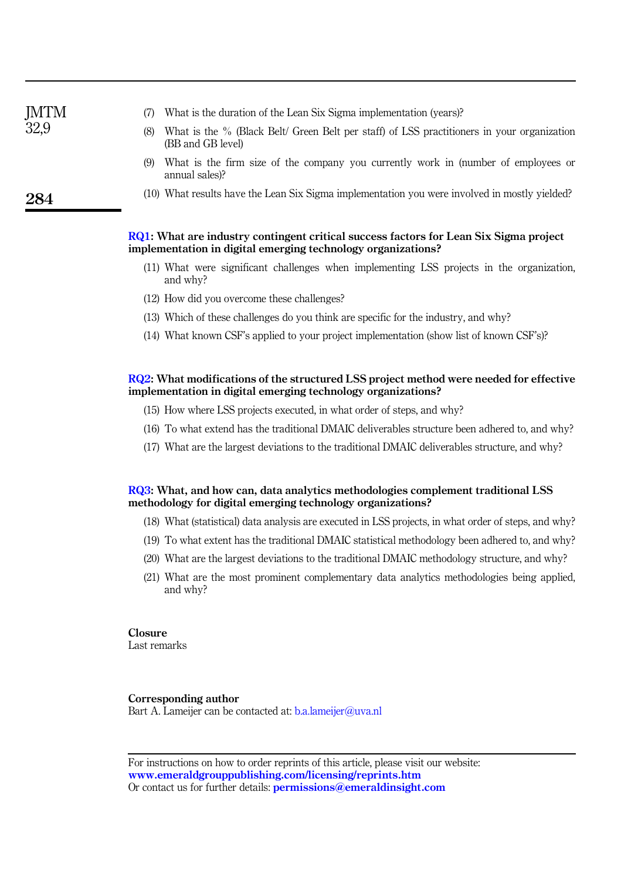(7) What is the duration of the Lean Six Sigma implementation (years)?

(8) What is the % (Black Belt/ Green Belt per staff) of LSS practitioners in your organization (BB and GB level)

(9) What is the firm size of the company you currently work in (number of employees or annual sales)?

(10) What results have the Lean Six Sigma implementation you were involved in mostly yielded?

**RQ1: What are industry contingent critical success factors for Lean Six Sigma project implementation in digital emerging technology organizations?**

(11) What were significant challenges when implementing LSS projects in the organization, and why?

(12) How did you overcome these challenges?

(13) Which of these challenges do you think are specific for the industry, and why?

(14) What known CSF's applied to your project implementation (show list of known CSF's)?

**RQ2: What modifications of the structured LSS project method were needed for effective implementation in digital emerging technology organizations?**

(15) How where LSS projects executed, in what order of steps, and why?

(16) To what extend has the traditional DMAIC deliverables structure been adhered to, and why?

(17) What are the largest deviations to the traditional DMAIC deliverables structure, and why?

**RQ3: What, and how can, data analytics methodologies complement traditional LSS methodology for digital emerging technology organizations?**

(18) What (statistical) data analysis are executed in LSS projects, in what order of steps, and why?

(19) To what extent has the traditional DMAIC statistical methodology been adhered to, and why?

(20) What are the largest deviations to the traditional DMAIC methodology structure, and why?

(21) What are the most prominent complementary data analytics methodologies being applied, and why?

**Closure**

Last remarks

**Corresponding author**

Bart A. Lameijer can be contacted at: b.a.lameijer@uva.nl

For instructions on how to order reprints of this article, please visit our website:
**www.emeraldgrouppublishing.com/licensing/reprints.htm**
Or contact us for further details: **permissions@emeraldinsight.com**